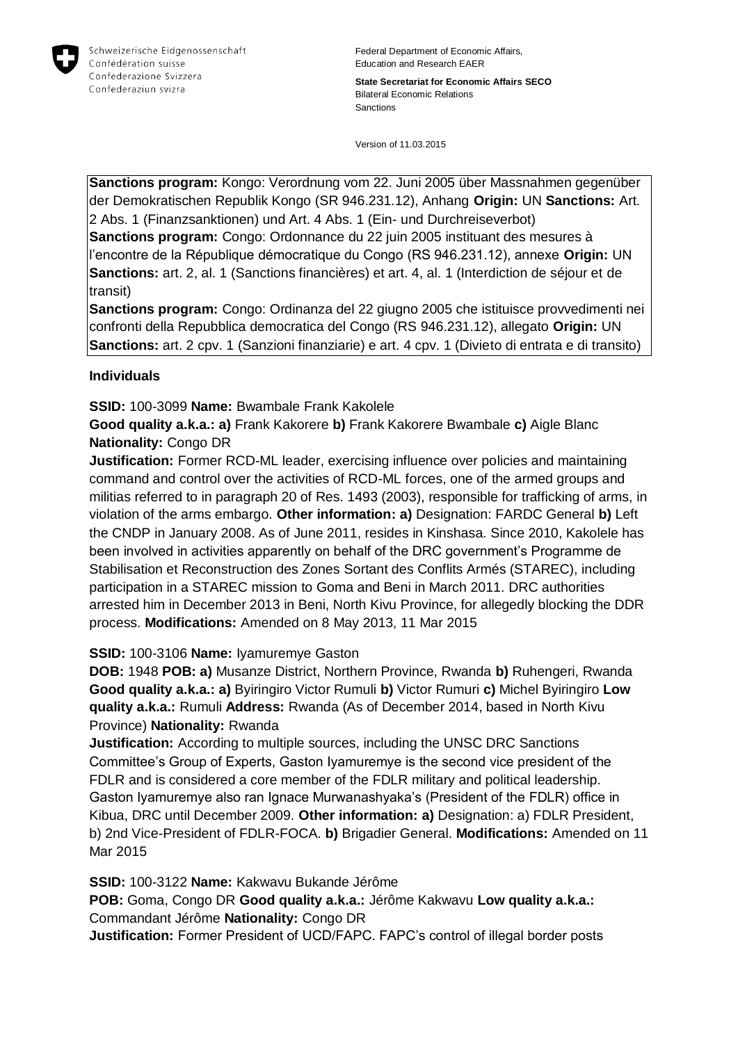Schweizerische Eidgenossenschaft
Confédération suisse
Confederazione Svizzera
Confederaziun svizra

Federal Department of Economic Affairs, Education and Research EAER

**State Secretariat for Economic Affairs SECO**
Bilateral Economic Relations
Sanctions

Version of 11.03.2015

**Sanctions program:** Kongo: Verordnung vom 22. Juni 2005 über Massnahmen gegenüber der Demokratischen Republik Kongo (SR 946.231.12), Anhang **Origin:** UN **Sanctions:** Art. 2 Abs. 1 (Finanzsanktionen) und Art. 4 Abs. 1 (Ein- und Durchreiseverbot)
**Sanctions program:** Congo: Ordonnance du 22 juin 2005 instituant des mesures à l'encontre de la République démocratique du Congo (RS 946.231.12), annexe **Origin:** UN **Sanctions:** art. 2, al. 1 (Sanctions financières) et art. 4, al. 1 (Interdiction de séjour et de transit)
**Sanctions program:** Congo: Ordinanza del 22 giugno 2005 che istituisce provvedimenti nei confronti della Repubblica democratica del Congo (RS 946.231.12), allegato **Origin:** UN **Sanctions:** art. 2 cpv. 1 (Sanzioni finanziarie) e art. 4 cpv. 1 (Divieto di entrata e di transito)

**Individuals**

**SSID:** 100-3099 **Name:** Bwambale Frank Kakolele
**Good quality a.k.a.: a)** Frank Kakorere **b)** Frank Kakorere Bwambale **c)** Aigle Blanc
**Nationality:** Congo DR
**Justification:** Former RCD-ML leader, exercising influence over policies and maintaining command and control over the activities of RCD-ML forces, one of the armed groups and militias referred to in paragraph 20 of Res. 1493 (2003), responsible for trafficking of arms, in violation of the arms embargo. **Other information: a)** Designation: FARDC General **b)** Left the CNDP in January 2008. As of June 2011, resides in Kinshasa. Since 2010, Kakolele has been involved in activities apparently on behalf of the DRC government's Programme de Stabilisation et Reconstruction des Zones Sortant des Conflits Armés (STAREC), including participation in a STAREC mission to Goma and Beni in March 2011. DRC authorities arrested him in December 2013 in Beni, North Kivu Province, for allegedly blocking the DDR process. **Modifications:** Amended on 8 May 2013, 11 Mar 2015

**SSID:** 100-3106 **Name:** Iyamuremye Gaston
**DOB:** 1948 **POB: a)** Musanze District, Northern Province, Rwanda **b)** Ruhengeri, Rwanda
**Good quality a.k.a.: a)** Byiringiro Victor Rumuli **b)** Victor Rumuri **c)** Michel Byiringiro **Low quality a.k.a.:** Rumuli **Address:** Rwanda (As of December 2014, based in North Kivu Province) **Nationality:** Rwanda
**Justification:** According to multiple sources, including the UNSC DRC Sanctions Committee's Group of Experts, Gaston Iyamuremye is the second vice president of the FDLR and is considered a core member of the FDLR military and political leadership. Gaston Iyamuremye also ran Ignace Murwanashyaka's (President of the FDLR) office in Kibua, DRC until December 2009. **Other information: a)** Designation: a) FDLR President, b) 2nd Vice-President of FDLR-FOCA. **b)** Brigadier General. **Modifications:** Amended on 11 Mar 2015

**SSID:** 100-3122 **Name:** Kakwavu Bukande Jérôme
**POB:** Goma, Congo DR **Good quality a.k.a.:** Jérôme Kakwavu **Low quality a.k.a.:** Commandant Jérôme **Nationality:** Congo DR
**Justification:** Former President of UCD/FAPC. FAPC's control of illegal border posts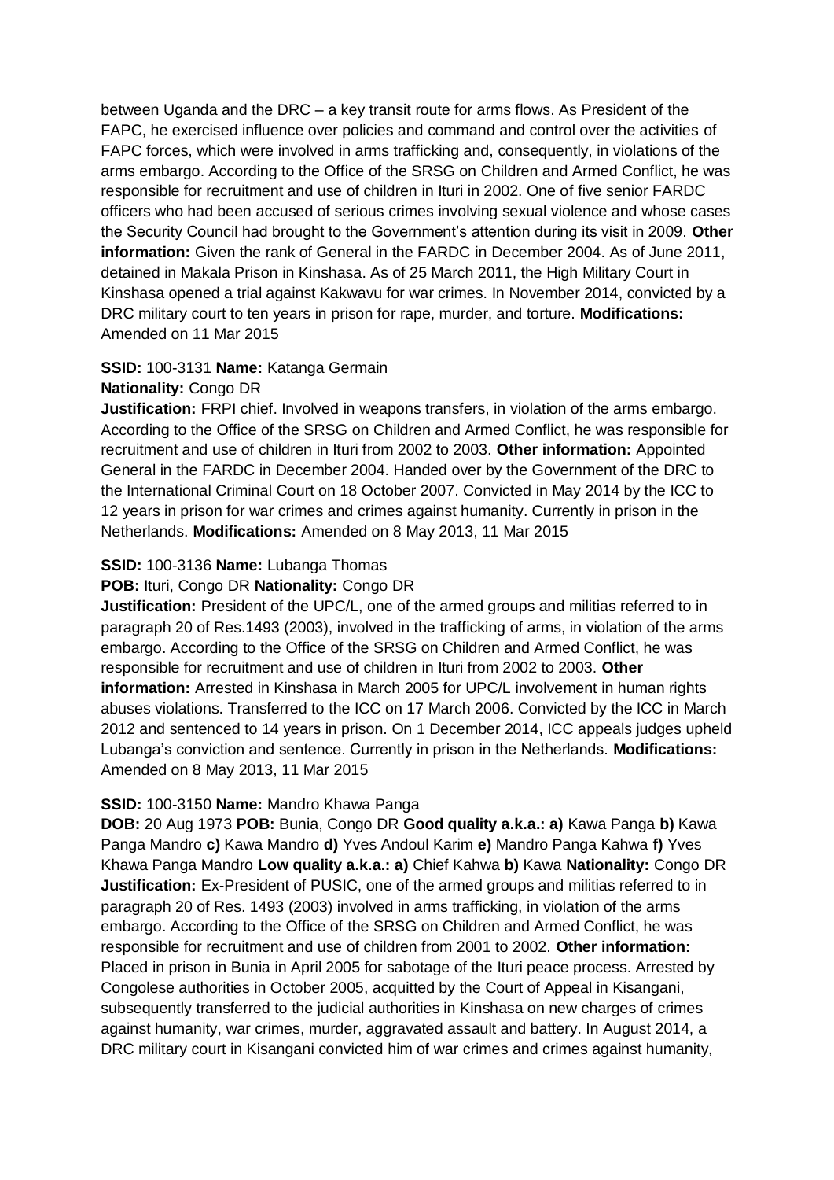between Uganda and the DRC – a key transit route for arms flows. As President of the FAPC, he exercised influence over policies and command and control over the activities of FAPC forces, which were involved in arms trafficking and, consequently, in violations of the arms embargo. According to the Office of the SRSG on Children and Armed Conflict, he was responsible for recruitment and use of children in Ituri in 2002. One of five senior FARDC officers who had been accused of serious crimes involving sexual violence and whose cases the Security Council had brought to the Government's attention during its visit in 2009. **Other information:** Given the rank of General in the FARDC in December 2004. As of June 2011, detained in Makala Prison in Kinshasa. As of 25 March 2011, the High Military Court in Kinshasa opened a trial against Kakwavu for war crimes. In November 2014, convicted by a DRC military court to ten years in prison for rape, murder, and torture. **Modifications:** Amended on 11 Mar 2015

**SSID:** 100-3131 **Name:** Katanga Germain
**Nationality:** Congo DR
**Justification:** FRPI chief. Involved in weapons transfers, in violation of the arms embargo. According to the Office of the SRSG on Children and Armed Conflict, he was responsible for recruitment and use of children in Ituri from 2002 to 2003. **Other information:** Appointed General in the FARDC in December 2004. Handed over by the Government of the DRC to the International Criminal Court on 18 October 2007. Convicted in May 2014 by the ICC to 12 years in prison for war crimes and crimes against humanity. Currently in prison in the Netherlands. **Modifications:** Amended on 8 May 2013, 11 Mar 2015

**SSID:** 100-3136 **Name:** Lubanga Thomas
**POB:** Ituri, Congo DR **Nationality:** Congo DR
**Justification:** President of the UPC/L, one of the armed groups and militias referred to in paragraph 20 of Res.1493 (2003), involved in the trafficking of arms, in violation of the arms embargo. According to the Office of the SRSG on Children and Armed Conflict, he was responsible for recruitment and use of children in Ituri from 2002 to 2003. **Other information:** Arrested in Kinshasa in March 2005 for UPC/L involvement in human rights abuses violations. Transferred to the ICC on 17 March 2006. Convicted by the ICC in March 2012 and sentenced to 14 years in prison. On 1 December 2014, ICC appeals judges upheld Lubanga's conviction and sentence. Currently in prison in the Netherlands. **Modifications:** Amended on 8 May 2013, 11 Mar 2015

**SSID:** 100-3150 **Name:** Mandro Khawa Panga
**DOB:** 20 Aug 1973 **POB:** Bunia, Congo DR **Good quality a.k.a.: a)** Kawa Panga **b)** Kawa Panga Mandro **c)** Kawa Mandro **d)** Yves Andoul Karim **e)** Mandro Panga Kahwa **f)** Yves Khawa Panga Mandro **Low quality a.k.a.: a)** Chief Kahwa **b)** Kawa **Nationality:** Congo DR
**Justification:** Ex-President of PUSIC, one of the armed groups and militias referred to in paragraph 20 of Res. 1493 (2003) involved in arms trafficking, in violation of the arms embargo. According to the Office of the SRSG on Children and Armed Conflict, he was responsible for recruitment and use of children from 2001 to 2002. **Other information:** Placed in prison in Bunia in April 2005 for sabotage of the Ituri peace process. Arrested by Congolese authorities in October 2005, acquitted by the Court of Appeal in Kisangani, subsequently transferred to the judicial authorities in Kinshasa on new charges of crimes against humanity, war crimes, murder, aggravated assault and battery. In August 2014, a DRC military court in Kisangani convicted him of war crimes and crimes against humanity,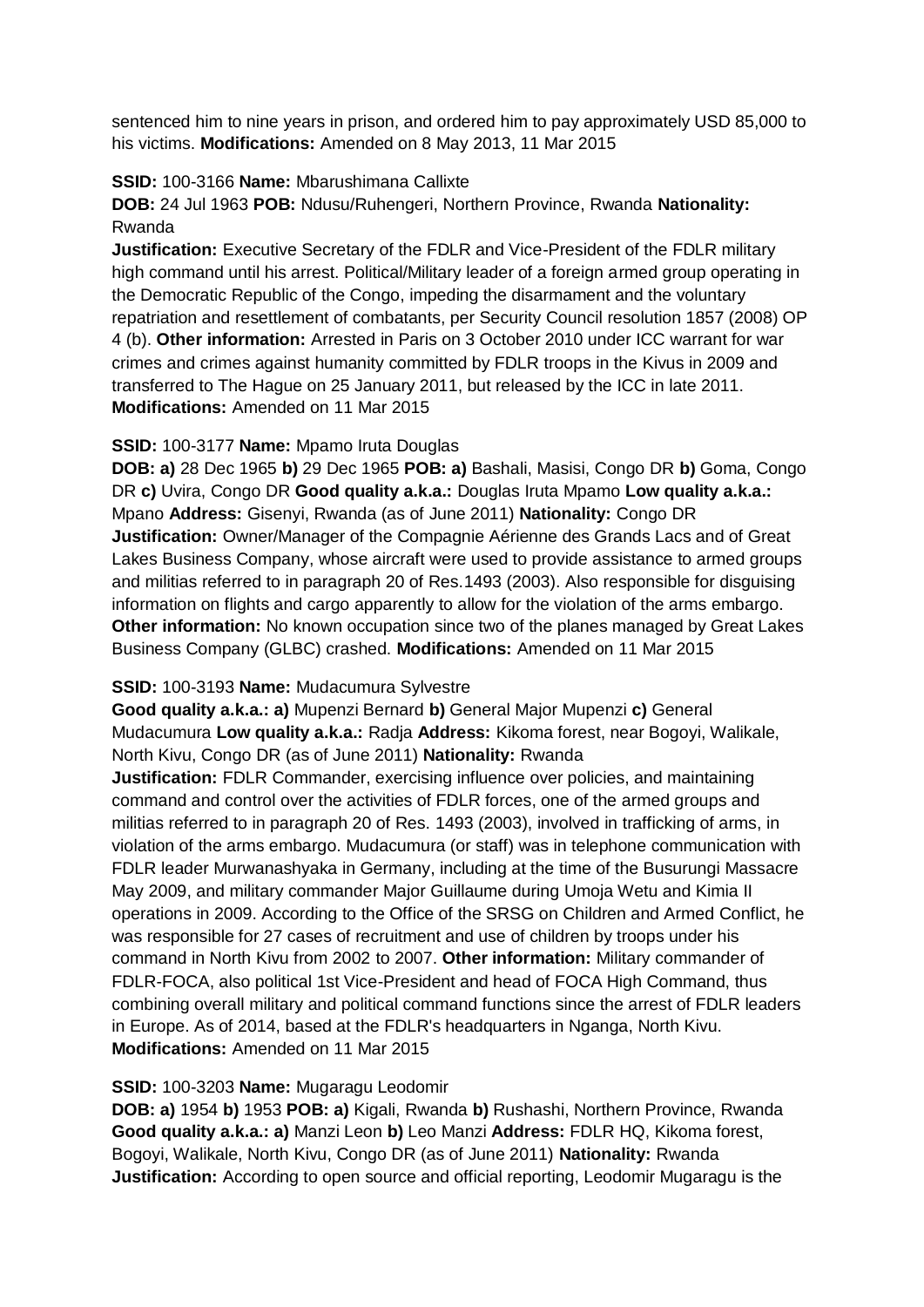sentenced him to nine years in prison, and ordered him to pay approximately USD 85,000 to his victims. **Modifications:** Amended on 8 May 2013, 11 Mar 2015

**SSID:** 100-3166 **Name:** Mbarushimana Callixte

**DOB:** 24 Jul 1963 **POB:** Ndusu/Ruhengeri, Northern Province, Rwanda **Nationality:** Rwanda

**Justification:** Executive Secretary of the FDLR and Vice-President of the FDLR military high command until his arrest. Political/Military leader of a foreign armed group operating in the Democratic Republic of the Congo, impeding the disarmament and the voluntary repatriation and resettlement of combatants, per Security Council resolution 1857 (2008) OP 4 (b). **Other information:** Arrested in Paris on 3 October 2010 under ICC warrant for war crimes and crimes against humanity committed by FDLR troops in the Kivus in 2009 and transferred to The Hague on 25 January 2011, but released by the ICC in late 2011. **Modifications:** Amended on 11 Mar 2015

**SSID:** 100-3177 **Name:** Mpamo Iruta Douglas

**DOB: a)** 28 Dec 1965 **b)** 29 Dec 1965 **POB: a)** Bashali, Masisi, Congo DR **b)** Goma, Congo DR **c)** Uvira, Congo DR **Good quality a.k.a.:** Douglas Iruta Mpamo **Low quality a.k.a.:** Mpano **Address:** Gisenyi, Rwanda (as of June 2011) **Nationality:** Congo DR

**Justification:** Owner/Manager of the Compagnie Aérienne des Grands Lacs and of Great Lakes Business Company, whose aircraft were used to provide assistance to armed groups and militias referred to in paragraph 20 of Res.1493 (2003). Also responsible for disguising information on flights and cargo apparently to allow for the violation of the arms embargo. **Other information:** No known occupation since two of the planes managed by Great Lakes Business Company (GLBC) crashed. **Modifications:** Amended on 11 Mar 2015

**SSID:** 100-3193 **Name:** Mudacumura Sylvestre

**Good quality a.k.a.: a)** Mupenzi Bernard **b)** General Major Mupenzi **c)** General Mudacumura **Low quality a.k.a.:** Radja **Address:** Kikoma forest, near Bogoyi, Walikale, North Kivu, Congo DR (as of June 2011) **Nationality:** Rwanda

**Justification:** FDLR Commander, exercising influence over policies, and maintaining command and control over the activities of FDLR forces, one of the armed groups and militias referred to in paragraph 20 of Res. 1493 (2003), involved in trafficking of arms, in violation of the arms embargo. Mudacumura (or staff) was in telephone communication with FDLR leader Murwanashyaka in Germany, including at the time of the Busurungi Massacre May 2009, and military commander Major Guillaume during Umoja Wetu and Kimia II operations in 2009. According to the Office of the SRSG on Children and Armed Conflict, he was responsible for 27 cases of recruitment and use of children by troops under his command in North Kivu from 2002 to 2007. **Other information:** Military commander of FDLR-FOCA, also political 1st Vice-President and head of FOCA High Command, thus combining overall military and political command functions since the arrest of FDLR leaders in Europe. As of 2014, based at the FDLR's headquarters in Nganga, North Kivu. **Modifications:** Amended on 11 Mar 2015

**SSID:** 100-3203 **Name:** Mugaragu Leodomir

**DOB: a)** 1954 **b)** 1953 **POB: a)** Kigali, Rwanda **b)** Rushashi, Northern Province, Rwanda **Good quality a.k.a.: a)** Manzi Leon **b)** Leo Manzi **Address:** FDLR HQ, Kikoma forest, Bogoyi, Walikale, North Kivu, Congo DR (as of June 2011) **Nationality:** Rwanda

**Justification:** According to open source and official reporting, Leodomir Mugaragu is the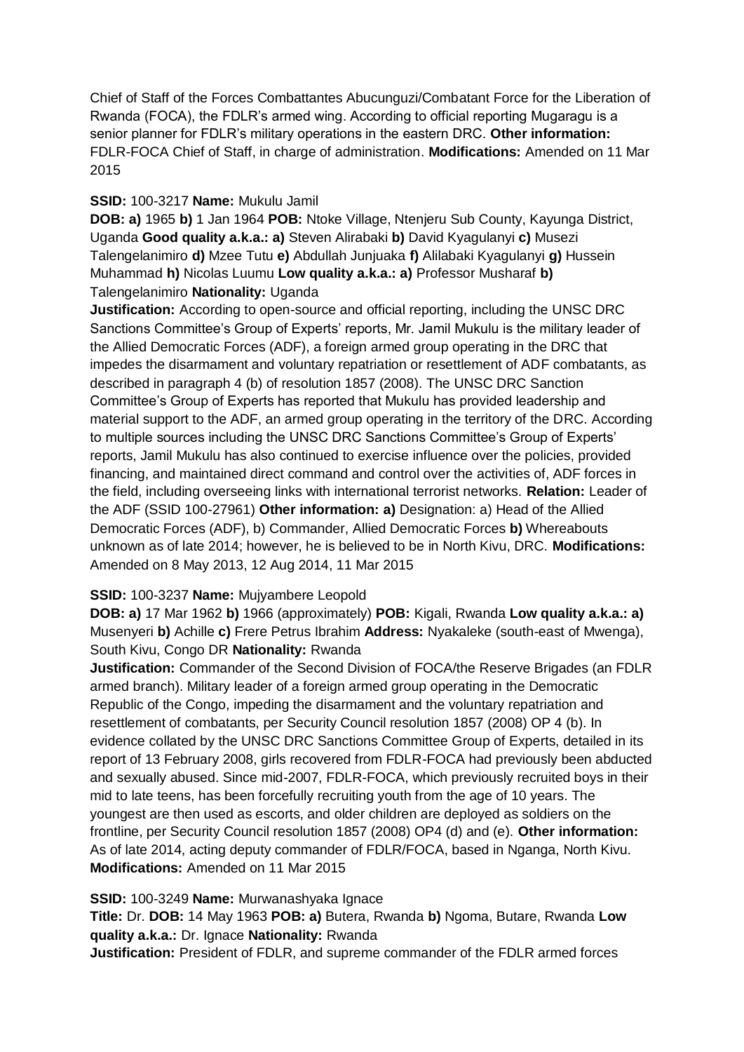Chief of Staff of the Forces Combattantes Abucunguzi/Combatant Force for the Liberation of Rwanda (FOCA), the FDLR's armed wing. According to official reporting Mugaragu is a senior planner for FDLR's military operations in the eastern DRC. **Other information:** FDLR-FOCA Chief of Staff, in charge of administration. **Modifications:** Amended on 11 Mar 2015

**SSID:** 100-3217 **Name:** Mukulu Jamil

**DOB: a)** 1965 **b)** 1 Jan 1964 **POB:** Ntoke Village, Ntenjeru Sub County, Kayunga District, Uganda **Good quality a.k.a.: a)** Steven Alirabaki **b)** David Kyagulanyi **c)** Musezi Talengelanimiro **d)** Mzee Tutu **e)** Abdullah Junjuaka **f)** Alilabaki Kyagulanyi **g)** Hussein Muhammad **h)** Nicolas Luumu **Low quality a.k.a.: a)** Professor Musharaf **b)** Talengelanimiro **Nationality:** Uganda

**Justification:** According to open-source and official reporting, including the UNSC DRC Sanctions Committee's Group of Experts' reports, Mr. Jamil Mukulu is the military leader of the Allied Democratic Forces (ADF), a foreign armed group operating in the DRC that impedes the disarmament and voluntary repatriation or resettlement of ADF combatants, as described in paragraph 4 (b) of resolution 1857 (2008). The UNSC DRC Sanction Committee's Group of Experts has reported that Mukulu has provided leadership and material support to the ADF, an armed group operating in the territory of the DRC. According to multiple sources including the UNSC DRC Sanctions Committee's Group of Experts' reports, Jamil Mukulu has also continued to exercise influence over the policies, provided financing, and maintained direct command and control over the activities of, ADF forces in the field, including overseeing links with international terrorist networks. **Relation:** Leader of the ADF (SSID 100-27961) **Other information: a)** Designation: a) Head of the Allied Democratic Forces (ADF), b) Commander, Allied Democratic Forces **b)** Whereabouts unknown as of late 2014; however, he is believed to be in North Kivu, DRC. **Modifications:** Amended on 8 May 2013, 12 Aug 2014, 11 Mar 2015

**SSID:** 100-3237 **Name:** Mujyambere Leopold

**DOB: a)** 17 Mar 1962 **b)** 1966 (approximately) **POB:** Kigali, Rwanda **Low quality a.k.a.: a)** Musenyeri **b)** Achille **c)** Frere Petrus Ibrahim **Address:** Nyakaleke (south-east of Mwenga), South Kivu, Congo DR **Nationality:** Rwanda

**Justification:** Commander of the Second Division of FOCA/the Reserve Brigades (an FDLR armed branch). Military leader of a foreign armed group operating in the Democratic Republic of the Congo, impeding the disarmament and the voluntary repatriation and resettlement of combatants, per Security Council resolution 1857 (2008) OP 4 (b). In evidence collated by the UNSC DRC Sanctions Committee Group of Experts, detailed in its report of 13 February 2008, girls recovered from FDLR-FOCA had previously been abducted and sexually abused. Since mid-2007, FDLR-FOCA, which previously recruited boys in their mid to late teens, has been forcefully recruiting youth from the age of 10 years. The youngest are then used as escorts, and older children are deployed as soldiers on the frontline, per Security Council resolution 1857 (2008) OP4 (d) and (e). **Other information:** As of late 2014, acting deputy commander of FDLR/FOCA, based in Nganga, North Kivu. **Modifications:** Amended on 11 Mar 2015

**SSID:** 100-3249 **Name:** Murwanashyaka Ignace

**Title:** Dr. **DOB:** 14 May 1963 **POB: a)** Butera, Rwanda **b)** Ngoma, Butare, Rwanda **Low quality a.k.a.:** Dr. Ignace **Nationality:** Rwanda

**Justification:** President of FDLR, and supreme commander of the FDLR armed forces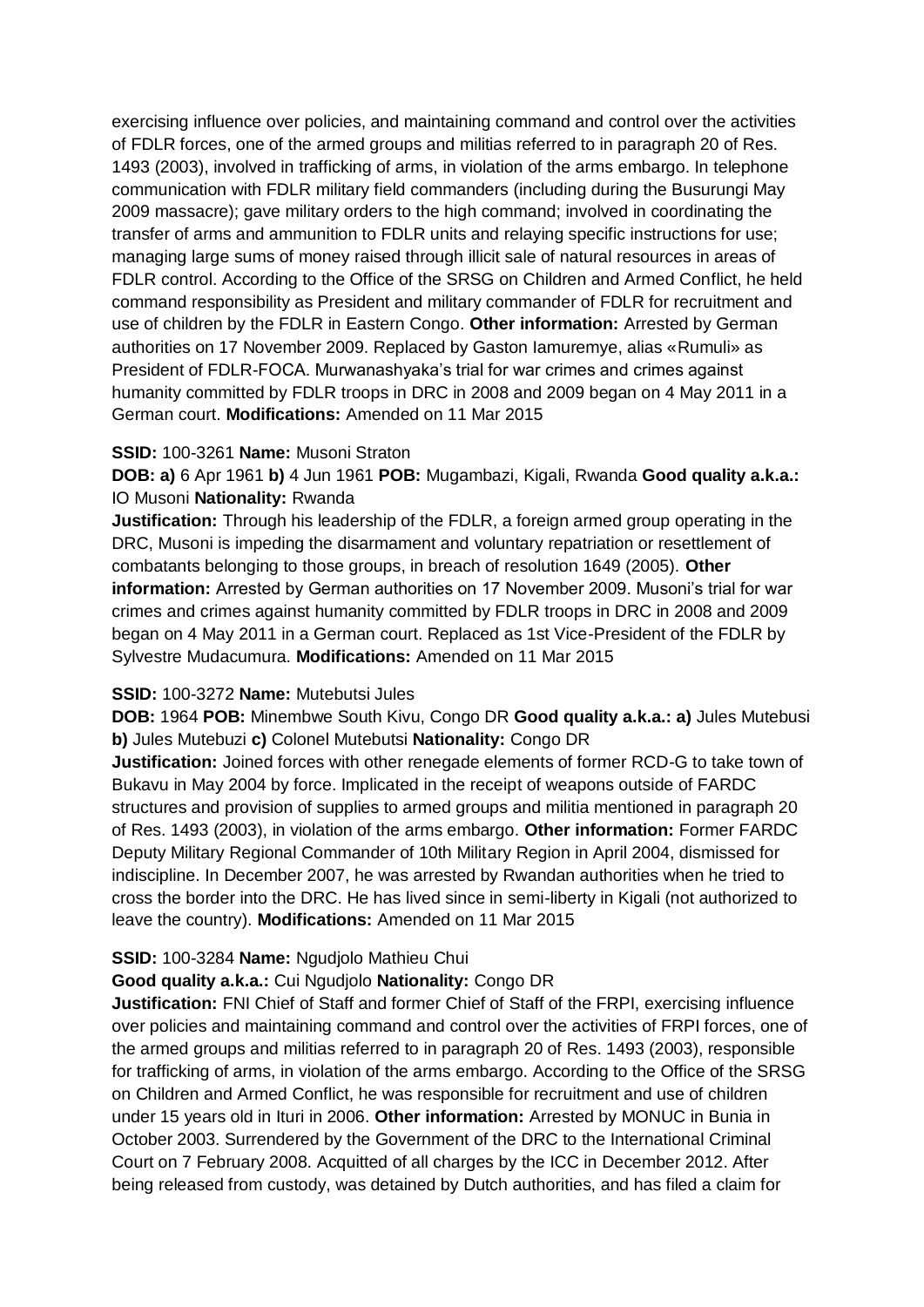exercising influence over policies, and maintaining command and control over the activities of FDLR forces, one of the armed groups and militias referred to in paragraph 20 of Res. 1493 (2003), involved in trafficking of arms, in violation of the arms embargo. In telephone communication with FDLR military field commanders (including during the Busurungi May 2009 massacre); gave military orders to the high command; involved in coordinating the transfer of arms and ammunition to FDLR units and relaying specific instructions for use; managing large sums of money raised through illicit sale of natural resources in areas of FDLR control. According to the Office of the SRSG on Children and Armed Conflict, he held command responsibility as President and military commander of FDLR for recruitment and use of children by the FDLR in Eastern Congo. **Other information:** Arrested by German authorities on 17 November 2009. Replaced by Gaston Iamuremye, alias «Rumuli» as President of FDLR-FOCA. Murwanashyaka's trial for war crimes and crimes against humanity committed by FDLR troops in DRC in 2008 and 2009 began on 4 May 2011 in a German court. **Modifications:** Amended on 11 Mar 2015

**SSID:** 100-3261 **Name:** Musoni Straton

**DOB: a)** 6 Apr 1961 **b)** 4 Jun 1961 **POB:** Mugambazi, Kigali, Rwanda **Good quality a.k.a.:** IO Musoni **Nationality:** Rwanda

**Justification:** Through his leadership of the FDLR, a foreign armed group operating in the DRC, Musoni is impeding the disarmament and voluntary repatriation or resettlement of combatants belonging to those groups, in breach of resolution 1649 (2005). **Other information:** Arrested by German authorities on 17 November 2009. Musoni's trial for war crimes and crimes against humanity committed by FDLR troops in DRC in 2008 and 2009 began on 4 May 2011 in a German court. Replaced as 1st Vice-President of the FDLR by Sylvestre Mudacumura. **Modifications:** Amended on 11 Mar 2015

**SSID:** 100-3272 **Name:** Mutebutsi Jules

**DOB:** 1964 **POB:** Minembwe South Kivu, Congo DR **Good quality a.k.a.: a)** Jules Mutebusi **b)** Jules Mutebuzi **c)** Colonel Mutebutsi **Nationality:** Congo DR

**Justification:** Joined forces with other renegade elements of former RCD-G to take town of Bukavu in May 2004 by force. Implicated in the receipt of weapons outside of FARDC structures and provision of supplies to armed groups and militia mentioned in paragraph 20 of Res. 1493 (2003), in violation of the arms embargo. **Other information:** Former FARDC Deputy Military Regional Commander of 10th Military Region in April 2004, dismissed for indiscipline. In December 2007, he was arrested by Rwandan authorities when he tried to cross the border into the DRC. He has lived since in semi-liberty in Kigali (not authorized to leave the country). **Modifications:** Amended on 11 Mar 2015

**SSID:** 100-3284 **Name:** Ngudjolo Mathieu Chui

**Good quality a.k.a.:** Cui Ngudjolo **Nationality:** Congo DR

**Justification:** FNI Chief of Staff and former Chief of Staff of the FRPI, exercising influence over policies and maintaining command and control over the activities of FRPI forces, one of the armed groups and militias referred to in paragraph 20 of Res. 1493 (2003), responsible for trafficking of arms, in violation of the arms embargo. According to the Office of the SRSG on Children and Armed Conflict, he was responsible for recruitment and use of children under 15 years old in Ituri in 2006. **Other information:** Arrested by MONUC in Bunia in October 2003. Surrendered by the Government of the DRC to the International Criminal Court on 7 February 2008. Acquitted of all charges by the ICC in December 2012. After being released from custody, was detained by Dutch authorities, and has filed a claim for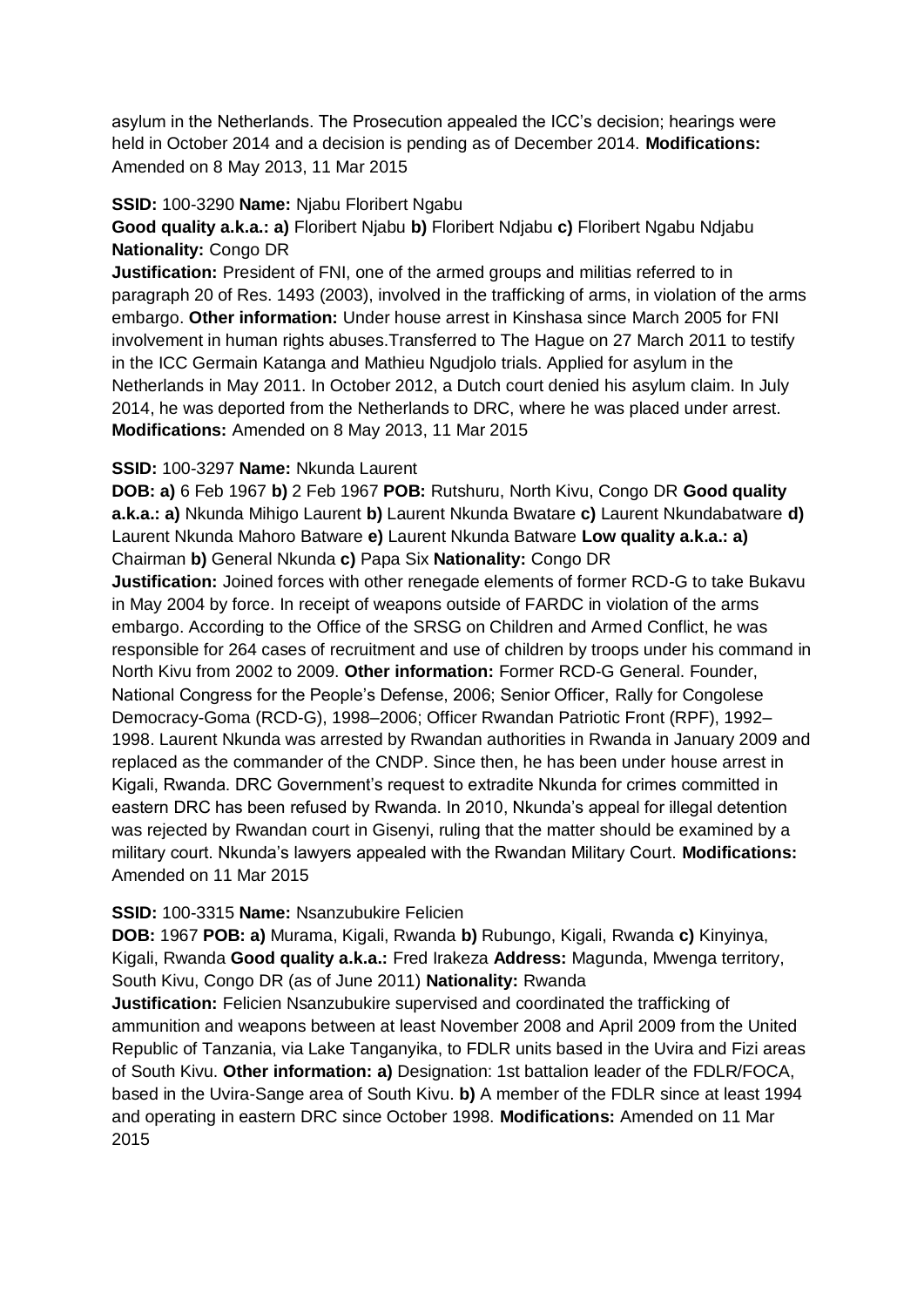asylum in the Netherlands. The Prosecution appealed the ICC's decision; hearings were held in October 2014 and a decision is pending as of December 2014. **Modifications:** Amended on 8 May 2013, 11 Mar 2015

**SSID:** 100-3290 **Name:** Njabu Floribert Ngabu

**Good quality a.k.a.: a)** Floribert Njabu **b)** Floribert Ndjabu **c)** Floribert Ngabu Ndjabu **Nationality:** Congo DR

**Justification:** President of FNI, one of the armed groups and militias referred to in paragraph 20 of Res. 1493 (2003), involved in the trafficking of arms, in violation of the arms embargo. **Other information:** Under house arrest in Kinshasa since March 2005 for FNI involvement in human rights abuses.Transferred to The Hague on 27 March 2011 to testify in the ICC Germain Katanga and Mathieu Ngudjolo trials. Applied for asylum in the Netherlands in May 2011. In October 2012, a Dutch court denied his asylum claim. In July 2014, he was deported from the Netherlands to DRC, where he was placed under arrest. **Modifications:** Amended on 8 May 2013, 11 Mar 2015

**SSID:** 100-3297 **Name:** Nkunda Laurent

**DOB: a)** 6 Feb 1967 **b)** 2 Feb 1967 **POB:** Rutshuru, North Kivu, Congo DR **Good quality a.k.a.: a)** Nkunda Mihigo Laurent **b)** Laurent Nkunda Bwatare **c)** Laurent Nkundabatware **d)** Laurent Nkunda Mahoro Batware **e)** Laurent Nkunda Batware **Low quality a.k.a.: a)** Chairman **b)** General Nkunda **c)** Papa Six **Nationality:** Congo DR

**Justification:** Joined forces with other renegade elements of former RCD-G to take Bukavu in May 2004 by force. In receipt of weapons outside of FARDC in violation of the arms embargo. According to the Office of the SRSG on Children and Armed Conflict, he was responsible for 264 cases of recruitment and use of children by troops under his command in North Kivu from 2002 to 2009. **Other information:** Former RCD-G General. Founder, National Congress for the People's Defense, 2006; Senior Officer, Rally for Congolese Democracy-Goma (RCD-G), 1998–2006; Officer Rwandan Patriotic Front (RPF), 1992–1998. Laurent Nkunda was arrested by Rwandan authorities in Rwanda in January 2009 and replaced as the commander of the CNDP. Since then, he has been under house arrest in Kigali, Rwanda. DRC Government's request to extradite Nkunda for crimes committed in eastern DRC has been refused by Rwanda. In 2010, Nkunda's appeal for illegal detention was rejected by Rwandan court in Gisenyi, ruling that the matter should be examined by a military court. Nkunda's lawyers appealed with the Rwandan Military Court. **Modifications:** Amended on 11 Mar 2015

**SSID:** 100-3315 **Name:** Nsanzubukire Felicien

**DOB:** 1967 **POB: a)** Murama, Kigali, Rwanda **b)** Rubungo, Kigali, Rwanda **c)** Kinyinya, Kigali, Rwanda **Good quality a.k.a.:** Fred Irakeza **Address:** Magunda, Mwenga territory, South Kivu, Congo DR (as of June 2011) **Nationality:** Rwanda

**Justification:** Felicien Nsanzubukire supervised and coordinated the trafficking of ammunition and weapons between at least November 2008 and April 2009 from the United Republic of Tanzania, via Lake Tanganyika, to FDLR units based in the Uvira and Fizi areas of South Kivu. **Other information: a)** Designation: 1st battalion leader of the FDLR/FOCA, based in the Uvira-Sange area of South Kivu. **b)** A member of the FDLR since at least 1994 and operating in eastern DRC since October 1998. **Modifications:** Amended on 11 Mar 2015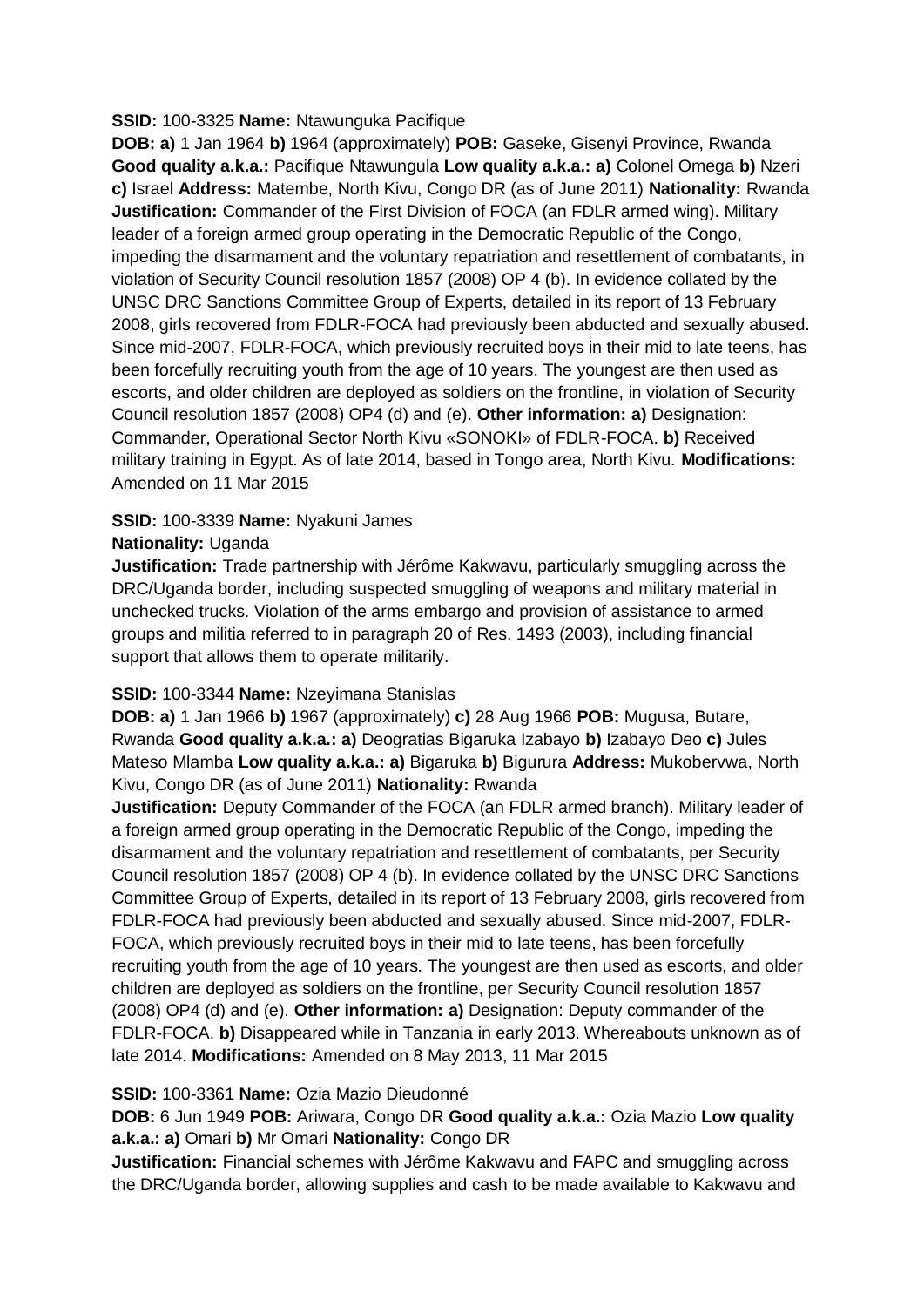**SSID:** 100-3325 **Name:** Ntawunguka Pacifique

**DOB: a)** 1 Jan 1964 **b)** 1964 (approximately) **POB:** Gaseke, Gisenyi Province, Rwanda **Good quality a.k.a.:** Pacifique Ntawungula **Low quality a.k.a.: a)** Colonel Omega **b)** Nzeri **c)** Israel **Address:** Matembe, North Kivu, Congo DR (as of June 2011) **Nationality:** Rwanda **Justification:** Commander of the First Division of FOCA (an FDLR armed wing). Military leader of a foreign armed group operating in the Democratic Republic of the Congo, impeding the disarmament and the voluntary repatriation and resettlement of combatants, in violation of Security Council resolution 1857 (2008) OP 4 (b). In evidence collated by the UNSC DRC Sanctions Committee Group of Experts, detailed in its report of 13 February 2008, girls recovered from FDLR-FOCA had previously been abducted and sexually abused. Since mid-2007, FDLR-FOCA, which previously recruited boys in their mid to late teens, has been forcefully recruiting youth from the age of 10 years. The youngest are then used as escorts, and older children are deployed as soldiers on the frontline, in violation of Security Council resolution 1857 (2008) OP4 (d) and (e). **Other information: a)** Designation: Commander, Operational Sector North Kivu «SONOKI» of FDLR-FOCA. **b)** Received military training in Egypt. As of late 2014, based in Tongo area, North Kivu. **Modifications:** Amended on 11 Mar 2015

**SSID:** 100-3339 **Name:** Nyakuni James

**Nationality:** Uganda

**Justification:** Trade partnership with Jérôme Kakwavu, particularly smuggling across the DRC/Uganda border, including suspected smuggling of weapons and military material in unchecked trucks. Violation of the arms embargo and provision of assistance to armed groups and militia referred to in paragraph 20 of Res. 1493 (2003), including financial support that allows them to operate militarily.

**SSID:** 100-3344 **Name:** Nzeyimana Stanislas

**DOB: a)** 1 Jan 1966 **b)** 1967 (approximately) **c)** 28 Aug 1966 **POB:** Mugusa, Butare, Rwanda **Good quality a.k.a.: a)** Deogratias Bigaruka Izabayo **b)** Izabayo Deo **c)** Jules Mateso Mlamba **Low quality a.k.a.: a)** Bigaruka **b)** Bigurura **Address:** Mukobervwa, North Kivu, Congo DR (as of June 2011) **Nationality:** Rwanda

**Justification:** Deputy Commander of the FOCA (an FDLR armed branch). Military leader of a foreign armed group operating in the Democratic Republic of the Congo, impeding the disarmament and the voluntary repatriation and resettlement of combatants, per Security Council resolution 1857 (2008) OP 4 (b). In evidence collated by the UNSC DRC Sanctions Committee Group of Experts, detailed in its report of 13 February 2008, girls recovered from FDLR-FOCA had previously been abducted and sexually abused. Since mid-2007, FDLR-FOCA, which previously recruited boys in their mid to late teens, has been forcefully recruiting youth from the age of 10 years. The youngest are then used as escorts, and older children are deployed as soldiers on the frontline, per Security Council resolution 1857 (2008) OP4 (d) and (e). **Other information: a)** Designation: Deputy commander of the FDLR-FOCA. **b)** Disappeared while in Tanzania in early 2013. Whereabouts unknown as of late 2014. **Modifications:** Amended on 8 May 2013, 11 Mar 2015

**SSID:** 100-3361 **Name:** Ozia Mazio Dieudonné

**DOB:** 6 Jun 1949 **POB:** Ariwara, Congo DR **Good quality a.k.a.:** Ozia Mazio **Low quality a.k.a.: a)** Omari **b)** Mr Omari **Nationality:** Congo DR

**Justification:** Financial schemes with Jérôme Kakwavu and FAPC and smuggling across the DRC/Uganda border, allowing supplies and cash to be made available to Kakwavu and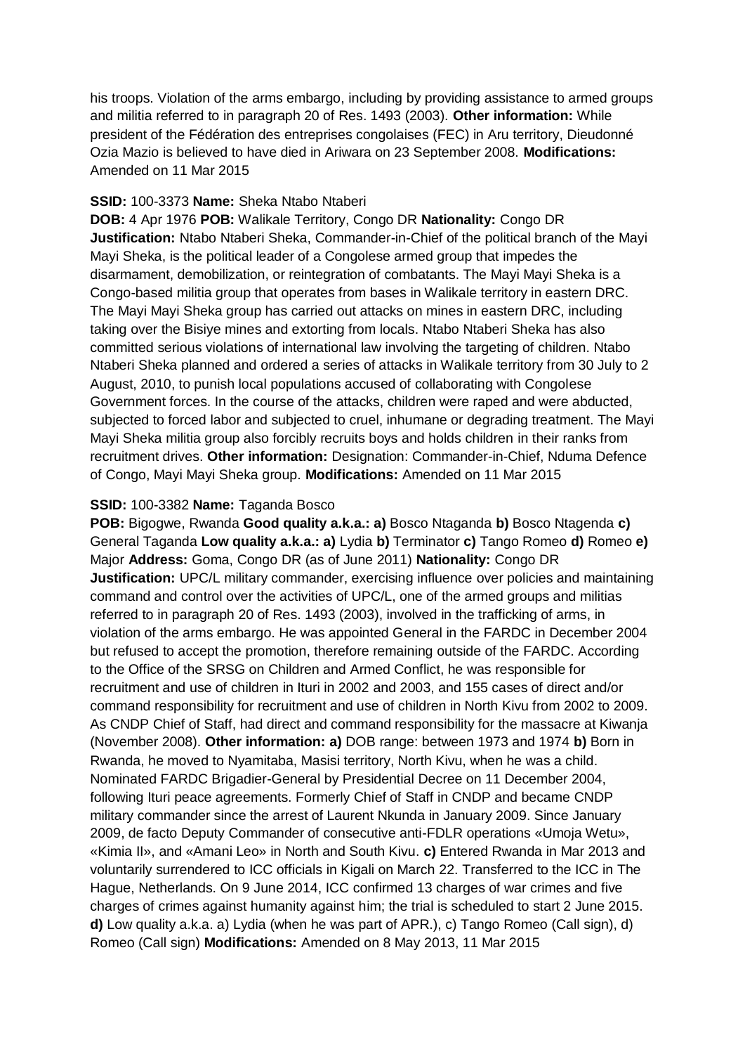his troops. Violation of the arms embargo, including by providing assistance to armed groups and militia referred to in paragraph 20 of Res. 1493 (2003). **Other information:** While president of the Fédération des entreprises congolaises (FEC) in Aru territory, Dieudonné Ozia Mazio is believed to have died in Ariwara on 23 September 2008. **Modifications:** Amended on 11 Mar 2015

**SSID:** 100-3373 **Name:** Sheka Ntabo Ntaberi
**DOB:** 4 Apr 1976 **POB:** Walikale Territory, Congo DR **Nationality:** Congo DR
**Justification:** Ntabo Ntaberi Sheka, Commander-in-Chief of the political branch of the Mayi Mayi Sheka, is the political leader of a Congolese armed group that impedes the disarmament, demobilization, or reintegration of combatants. The Mayi Mayi Sheka is a Congo-based militia group that operates from bases in Walikale territory in eastern DRC. The Mayi Mayi Sheka group has carried out attacks on mines in eastern DRC, including taking over the Bisiye mines and extorting from locals. Ntabo Ntaberi Sheka has also committed serious violations of international law involving the targeting of children. Ntabo Ntaberi Sheka planned and ordered a series of attacks in Walikale territory from 30 July to 2 August, 2010, to punish local populations accused of collaborating with Congolese Government forces. In the course of the attacks, children were raped and were abducted, subjected to forced labor and subjected to cruel, inhumane or degrading treatment. The Mayi Mayi Sheka militia group also forcibly recruits boys and holds children in their ranks from recruitment drives. **Other information:** Designation: Commander-in-Chief, Nduma Defence of Congo, Mayi Mayi Sheka group. **Modifications:** Amended on 11 Mar 2015

**SSID:** 100-3382 **Name:** Taganda Bosco
**POB:** Bigogwe, Rwanda **Good quality a.k.a.: a)** Bosco Ntaganda **b)** Bosco Ntagenda **c)** General Taganda **Low quality a.k.a.: a)** Lydia **b)** Terminator **c)** Tango Romeo **d)** Romeo **e)** Major **Address:** Goma, Congo DR (as of June 2011) **Nationality:** Congo DR
**Justification:** UPC/L military commander, exercising influence over policies and maintaining command and control over the activities of UPC/L, one of the armed groups and militias referred to in paragraph 20 of Res. 1493 (2003), involved in the trafficking of arms, in violation of the arms embargo. He was appointed General in the FARDC in December 2004 but refused to accept the promotion, therefore remaining outside of the FARDC. According to the Office of the SRSG on Children and Armed Conflict, he was responsible for recruitment and use of children in Ituri in 2002 and 2003, and 155 cases of direct and/or command responsibility for recruitment and use of children in North Kivu from 2002 to 2009. As CNDP Chief of Staff, had direct and command responsibility for the massacre at Kiwanja (November 2008). **Other information: a)** DOB range: between 1973 and 1974 **b)** Born in Rwanda, he moved to Nyamitaba, Masisi territory, North Kivu, when he was a child. Nominated FARDC Brigadier-General by Presidential Decree on 11 December 2004, following Ituri peace agreements. Formerly Chief of Staff in CNDP and became CNDP military commander since the arrest of Laurent Nkunda in January 2009. Since January 2009, de facto Deputy Commander of consecutive anti-FDLR operations «Umoja Wetu», «Kimia II», and «Amani Leo» in North and South Kivu. **c)** Entered Rwanda in Mar 2013 and voluntarily surrendered to ICC officials in Kigali on March 22. Transferred to the ICC in The Hague, Netherlands. On 9 June 2014, ICC confirmed 13 charges of war crimes and five charges of crimes against humanity against him; the trial is scheduled to start 2 June 2015. **d)** Low quality a.k.a. a) Lydia (when he was part of APR.), c) Tango Romeo (Call sign), d) Romeo (Call sign) **Modifications:** Amended on 8 May 2013, 11 Mar 2015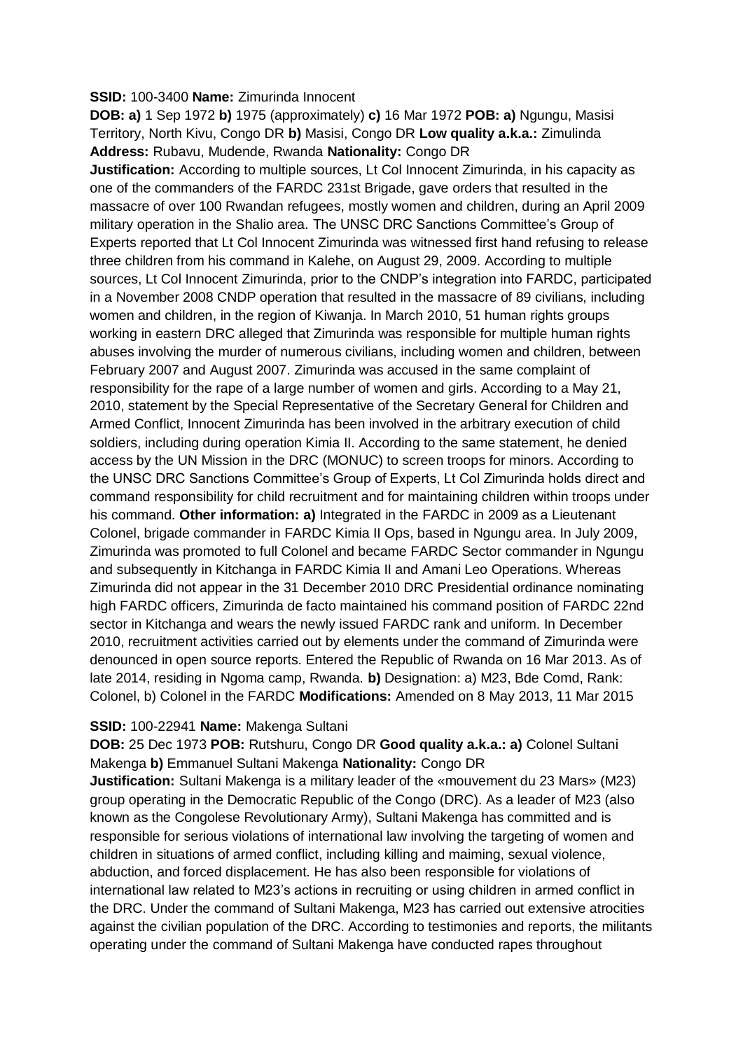**SSID:** 100-3400 **Name:** Zimurinda Innocent

**DOB: a)** 1 Sep 1972 **b)** 1975 (approximately) **c)** 16 Mar 1972 **POB: a)** Ngungu, Masisi Territory, North Kivu, Congo DR **b)** Masisi, Congo DR **Low quality a.k.a.:** Zimulinda **Address:** Rubavu, Mudende, Rwanda **Nationality:** Congo DR

**Justification:** According to multiple sources, Lt Col Innocent Zimurinda, in his capacity as one of the commanders of the FARDC 231st Brigade, gave orders that resulted in the massacre of over 100 Rwandan refugees, mostly women and children, during an April 2009 military operation in the Shalio area. The UNSC DRC Sanctions Committee's Group of Experts reported that Lt Col Innocent Zimurinda was witnessed first hand refusing to release three children from his command in Kalehe, on August 29, 2009. According to multiple sources, Lt Col Innocent Zimurinda, prior to the CNDP's integration into FARDC, participated in a November 2008 CNDP operation that resulted in the massacre of 89 civilians, including women and children, in the region of Kiwanja. In March 2010, 51 human rights groups working in eastern DRC alleged that Zimurinda was responsible for multiple human rights abuses involving the murder of numerous civilians, including women and children, between February 2007 and August 2007. Zimurinda was accused in the same complaint of responsibility for the rape of a large number of women and girls. According to a May 21, 2010, statement by the Special Representative of the Secretary General for Children and Armed Conflict, Innocent Zimurinda has been involved in the arbitrary execution of child soldiers, including during operation Kimia II. According to the same statement, he denied access by the UN Mission in the DRC (MONUC) to screen troops for minors. According to the UNSC DRC Sanctions Committee's Group of Experts, Lt Col Zimurinda holds direct and command responsibility for child recruitment and for maintaining children within troops under his command. **Other information: a)** Integrated in the FARDC in 2009 as a Lieutenant Colonel, brigade commander in FARDC Kimia II Ops, based in Ngungu area. In July 2009, Zimurinda was promoted to full Colonel and became FARDC Sector commander in Ngungu and subsequently in Kitchanga in FARDC Kimia II and Amani Leo Operations. Whereas Zimurinda did not appear in the 31 December 2010 DRC Presidential ordinance nominating high FARDC officers, Zimurinda de facto maintained his command position of FARDC 22nd sector in Kitchanga and wears the newly issued FARDC rank and uniform. In December 2010, recruitment activities carried out by elements under the command of Zimurinda were denounced in open source reports. Entered the Republic of Rwanda on 16 Mar 2013. As of late 2014, residing in Ngoma camp, Rwanda. **b)** Designation: a) M23, Bde Comd, Rank: Colonel, b) Colonel in the FARDC **Modifications:** Amended on 8 May 2013, 11 Mar 2015

**SSID:** 100-22941 **Name:** Makenga Sultani

**DOB:** 25 Dec 1973 **POB:** Rutshuru, Congo DR **Good quality a.k.a.: a)** Colonel Sultani Makenga **b)** Emmanuel Sultani Makenga **Nationality:** Congo DR

**Justification:** Sultani Makenga is a military leader of the «mouvement du 23 Mars» (M23) group operating in the Democratic Republic of the Congo (DRC). As a leader of M23 (also known as the Congolese Revolutionary Army), Sultani Makenga has committed and is responsible for serious violations of international law involving the targeting of women and children in situations of armed conflict, including killing and maiming, sexual violence, abduction, and forced displacement. He has also been responsible for violations of international law related to M23's actions in recruiting or using children in armed conflict in the DRC. Under the command of Sultani Makenga, M23 has carried out extensive atrocities against the civilian population of the DRC. According to testimonies and reports, the militants operating under the command of Sultani Makenga have conducted rapes throughout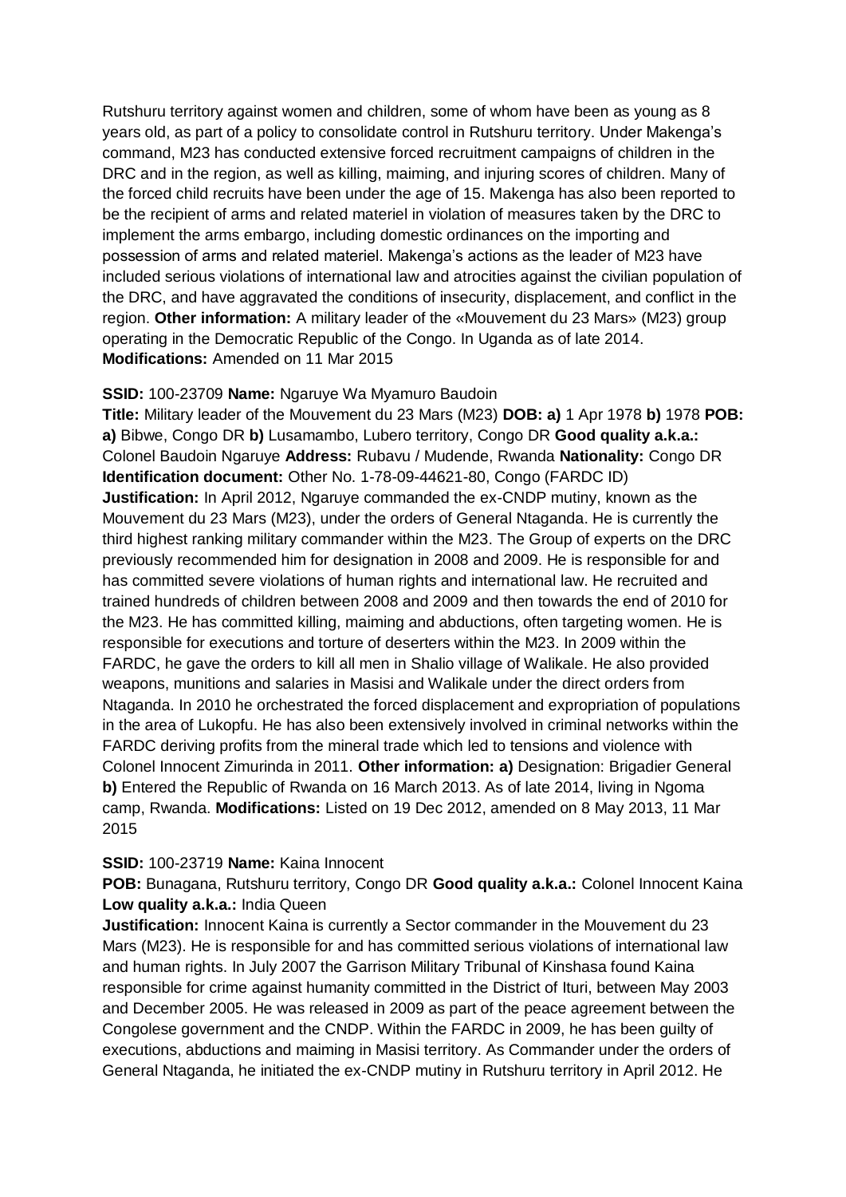Rutshuru territory against women and children, some of whom have been as young as 8 years old, as part of a policy to consolidate control in Rutshuru territory. Under Makenga's command, M23 has conducted extensive forced recruitment campaigns of children in the DRC and in the region, as well as killing, maiming, and injuring scores of children. Many of the forced child recruits have been under the age of 15. Makenga has also been reported to be the recipient of arms and related materiel in violation of measures taken by the DRC to implement the arms embargo, including domestic ordinances on the importing and possession of arms and related materiel. Makenga's actions as the leader of M23 have included serious violations of international law and atrocities against the civilian population of the DRC, and have aggravated the conditions of insecurity, displacement, and conflict in the region. **Other information:** A military leader of the «Mouvement du 23 Mars» (M23) group operating in the Democratic Republic of the Congo. In Uganda as of late 2014. **Modifications:** Amended on 11 Mar 2015

**SSID:** 100-23709 **Name:** Ngaruye Wa Myamuro Baudoin

**Title:** Military leader of the Mouvement du 23 Mars (M23) **DOB: a)** 1 Apr 1978 **b)** 1978 **POB: a)** Bibwe, Congo DR **b)** Lusamambo, Lubero territory, Congo DR **Good quality a.k.a.:** Colonel Baudoin Ngaruye **Address:** Rubavu / Mudende, Rwanda **Nationality:** Congo DR **Identification document:** Other No. 1-78-09-44621-80, Congo (FARDC ID)
**Justification:** In April 2012, Ngaruye commanded the ex-CNDP mutiny, known as the Mouvement du 23 Mars (M23), under the orders of General Ntaganda. He is currently the third highest ranking military commander within the M23. The Group of experts on the DRC previously recommended him for designation in 2008 and 2009. He is responsible for and has committed severe violations of human rights and international law. He recruited and trained hundreds of children between 2008 and 2009 and then towards the end of 2010 for the M23. He has committed killing, maiming and abductions, often targeting women. He is responsible for executions and torture of deserters within the M23. In 2009 within the FARDC, he gave the orders to kill all men in Shalio village of Walikale. He also provided weapons, munitions and salaries in Masisi and Walikale under the direct orders from Ntaganda. In 2010 he orchestrated the forced displacement and expropriation of populations in the area of Lukopfu. He has also been extensively involved in criminal networks within the FARDC deriving profits from the mineral trade which led to tensions and violence with Colonel Innocent Zimurinda in 2011. **Other information: a)** Designation: Brigadier General **b)** Entered the Republic of Rwanda on 16 March 2013. As of late 2014, living in Ngoma camp, Rwanda. **Modifications:** Listed on 19 Dec 2012, amended on 8 May 2013, 11 Mar 2015

**SSID:** 100-23719 **Name:** Kaina Innocent

**POB:** Bunagana, Rutshuru territory, Congo DR **Good quality a.k.a.:** Colonel Innocent Kaina **Low quality a.k.a.:** India Queen

**Justification:** Innocent Kaina is currently a Sector commander in the Mouvement du 23 Mars (M23). He is responsible for and has committed serious violations of international law and human rights. In July 2007 the Garrison Military Tribunal of Kinshasa found Kaina responsible for crime against humanity committed in the District of Ituri, between May 2003 and December 2005. He was released in 2009 as part of the peace agreement between the Congolese government and the CNDP. Within the FARDC in 2009, he has been guilty of executions, abductions and maiming in Masisi territory. As Commander under the orders of General Ntaganda, he initiated the ex-CNDP mutiny in Rutshuru territory in April 2012. He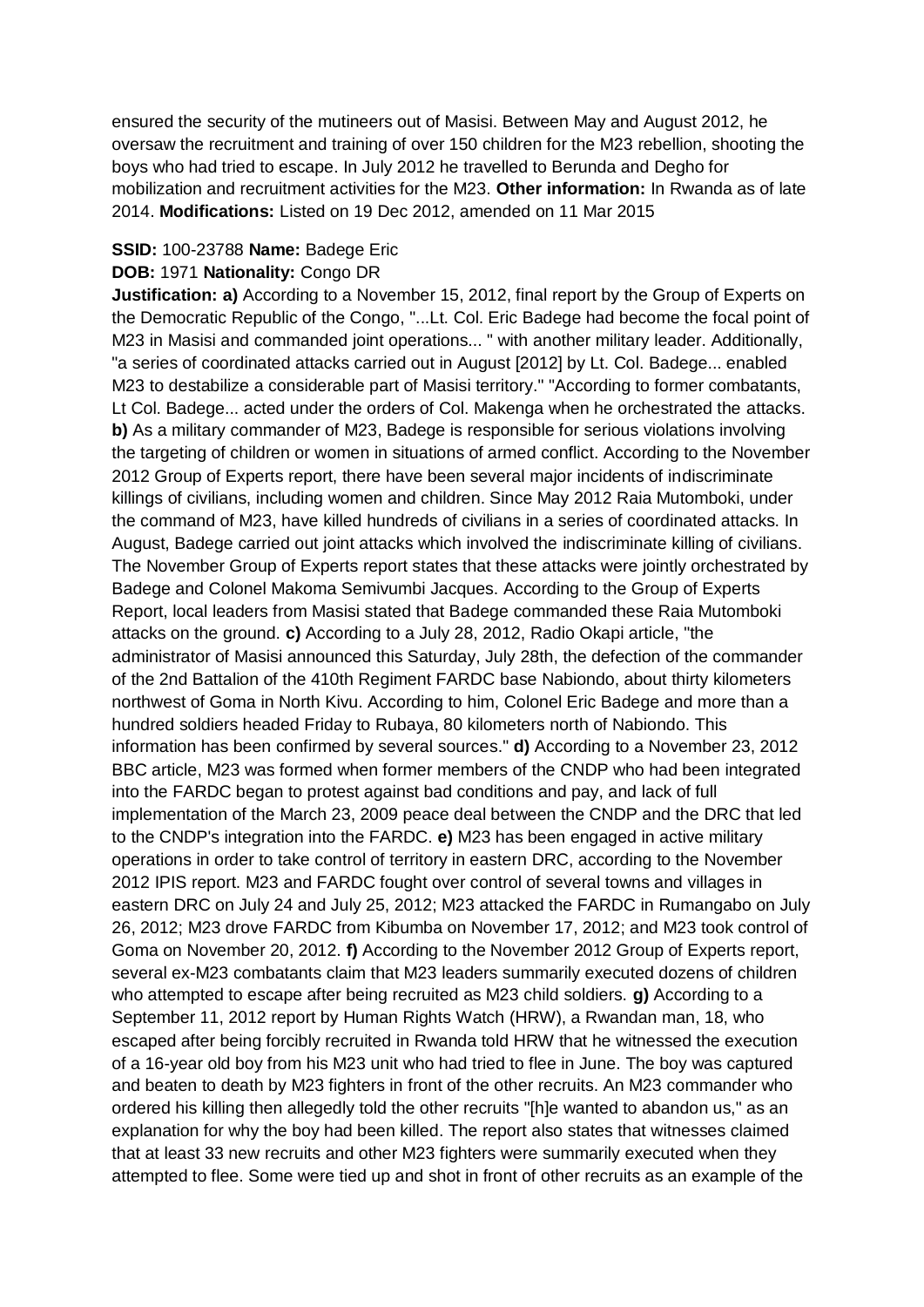ensured the security of the mutineers out of Masisi. Between May and August 2012, he oversaw the recruitment and training of over 150 children for the M23 rebellion, shooting the boys who had tried to escape. In July 2012 he travelled to Berunda and Degho for mobilization and recruitment activities for the M23. **Other information:** In Rwanda as of late 2014. **Modifications:** Listed on 19 Dec 2012, amended on 11 Mar 2015

**SSID:** 100-23788 **Name:** Badege Eric

**DOB:** 1971 **Nationality:** Congo DR

**Justification: a)** According to a November 15, 2012, final report by the Group of Experts on the Democratic Republic of the Congo, "...Lt. Col. Eric Badege had become the focal point of M23 in Masisi and commanded joint operations... " with another military leader. Additionally, "a series of coordinated attacks carried out in August [2012] by Lt. Col. Badege... enabled M23 to destabilize a considerable part of Masisi territory." "According to former combatants, Lt Col. Badege... acted under the orders of Col. Makenga when he orchestrated the attacks. **b)** As a military commander of M23, Badege is responsible for serious violations involving the targeting of children or women in situations of armed conflict. According to the November 2012 Group of Experts report, there have been several major incidents of indiscriminate killings of civilians, including women and children. Since May 2012 Raia Mutomboki, under the command of M23, have killed hundreds of civilians in a series of coordinated attacks. In August, Badege carried out joint attacks which involved the indiscriminate killing of civilians. The November Group of Experts report states that these attacks were jointly orchestrated by Badege and Colonel Makoma Semivumbi Jacques. According to the Group of Experts Report, local leaders from Masisi stated that Badege commanded these Raia Mutomboki attacks on the ground. **c)** According to a July 28, 2012, Radio Okapi article, "the administrator of Masisi announced this Saturday, July 28th, the defection of the commander of the 2nd Battalion of the 410th Regiment FARDC base Nabiondo, about thirty kilometers northwest of Goma in North Kivu. According to him, Colonel Eric Badege and more than a hundred soldiers headed Friday to Rubaya, 80 kilometers north of Nabiondo. This information has been confirmed by several sources." **d)** According to a November 23, 2012 BBC article, M23 was formed when former members of the CNDP who had been integrated into the FARDC began to protest against bad conditions and pay, and lack of full implementation of the March 23, 2009 peace deal between the CNDP and the DRC that led to the CNDP's integration into the FARDC. **e)** M23 has been engaged in active military operations in order to take control of territory in eastern DRC, according to the November 2012 IPIS report. M23 and FARDC fought over control of several towns and villages in eastern DRC on July 24 and July 25, 2012; M23 attacked the FARDC in Rumangabo on July 26, 2012; M23 drove FARDC from Kibumba on November 17, 2012; and M23 took control of Goma on November 20, 2012. **f)** According to the November 2012 Group of Experts report, several ex-M23 combatants claim that M23 leaders summarily executed dozens of children who attempted to escape after being recruited as M23 child soldiers. **g)** According to a September 11, 2012 report by Human Rights Watch (HRW), a Rwandan man, 18, who escaped after being forcibly recruited in Rwanda told HRW that he witnessed the execution of a 16-year old boy from his M23 unit who had tried to flee in June. The boy was captured and beaten to death by M23 fighters in front of the other recruits. An M23 commander who ordered his killing then allegedly told the other recruits "[h]e wanted to abandon us," as an explanation for why the boy had been killed. The report also states that witnesses claimed that at least 33 new recruits and other M23 fighters were summarily executed when they attempted to flee. Some were tied up and shot in front of other recruits as an example of the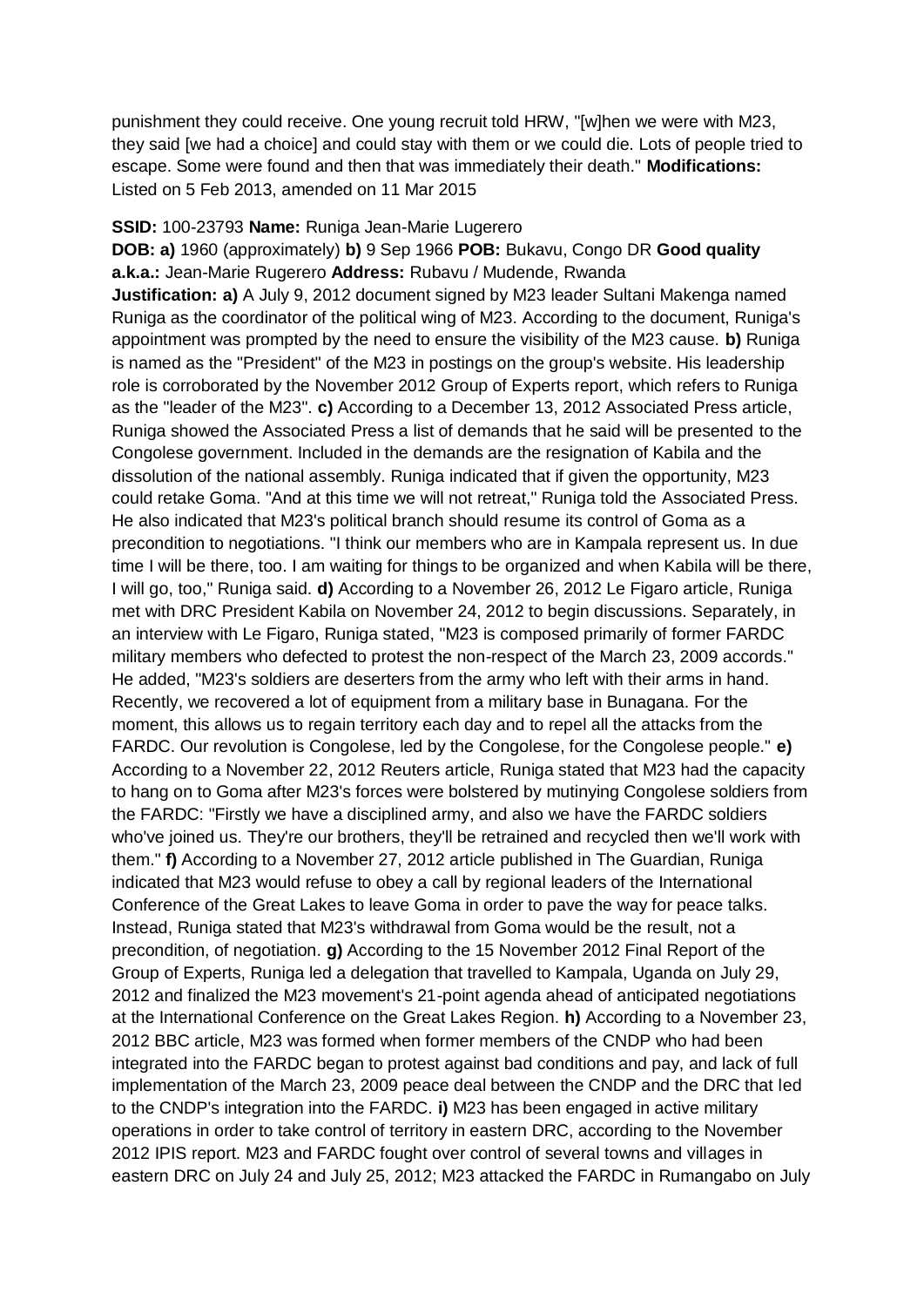punishment they could receive. One young recruit told HRW, "[w]hen we were with M23, they said [we had a choice] and could stay with them or we could die. Lots of people tried to escape. Some were found and then that was immediately their death." **Modifications:** Listed on 5 Feb 2013, amended on 11 Mar 2015

**SSID:** 100-23793 **Name:** Runiga Jean-Marie Lugerero

**DOB: a)** 1960 (approximately) **b)** 9 Sep 1966 **POB:** Bukavu, Congo DR **Good quality a.k.a.:** Jean-Marie Rugerero **Address:** Rubavu / Mudende, Rwanda

**Justification: a)** A July 9, 2012 document signed by M23 leader Sultani Makenga named Runiga as the coordinator of the political wing of M23. According to the document, Runiga's appointment was prompted by the need to ensure the visibility of the M23 cause. **b)** Runiga is named as the "President" of the M23 in postings on the group's website. His leadership role is corroborated by the November 2012 Group of Experts report, which refers to Runiga as the "leader of the M23". **c)** According to a December 13, 2012 Associated Press article, Runiga showed the Associated Press a list of demands that he said will be presented to the Congolese government. Included in the demands are the resignation of Kabila and the dissolution of the national assembly. Runiga indicated that if given the opportunity, M23 could retake Goma. "And at this time we will not retreat," Runiga told the Associated Press. He also indicated that M23's political branch should resume its control of Goma as a precondition to negotiations. "I think our members who are in Kampala represent us. In due time I will be there, too. I am waiting for things to be organized and when Kabila will be there, I will go, too," Runiga said. **d)** According to a November 26, 2012 Le Figaro article, Runiga met with DRC President Kabila on November 24, 2012 to begin discussions. Separately, in an interview with Le Figaro, Runiga stated, "M23 is composed primarily of former FARDC military members who defected to protest the non-respect of the March 23, 2009 accords." He added, "M23's soldiers are deserters from the army who left with their arms in hand. Recently, we recovered a lot of equipment from a military base in Bunagana. For the moment, this allows us to regain territory each day and to repel all the attacks from the FARDC. Our revolution is Congolese, led by the Congolese, for the Congolese people." **e)** According to a November 22, 2012 Reuters article, Runiga stated that M23 had the capacity to hang on to Goma after M23's forces were bolstered by mutinying Congolese soldiers from the FARDC: "Firstly we have a disciplined army, and also we have the FARDC soldiers who've joined us. They're our brothers, they'll be retrained and recycled then we'll work with them." **f)** According to a November 27, 2012 article published in The Guardian, Runiga indicated that M23 would refuse to obey a call by regional leaders of the International Conference of the Great Lakes to leave Goma in order to pave the way for peace talks. Instead, Runiga stated that M23's withdrawal from Goma would be the result, not a precondition, of negotiation. **g)** According to the 15 November 2012 Final Report of the Group of Experts, Runiga led a delegation that travelled to Kampala, Uganda on July 29, 2012 and finalized the M23 movement's 21-point agenda ahead of anticipated negotiations at the International Conference on the Great Lakes Region. **h)** According to a November 23, 2012 BBC article, M23 was formed when former members of the CNDP who had been integrated into the FARDC began to protest against bad conditions and pay, and lack of full implementation of the March 23, 2009 peace deal between the CNDP and the DRC that led to the CNDP's integration into the FARDC. **i)** M23 has been engaged in active military operations in order to take control of territory in eastern DRC, according to the November 2012 IPIS report. M23 and FARDC fought over control of several towns and villages in eastern DRC on July 24 and July 25, 2012; M23 attacked the FARDC in Rumangabo on July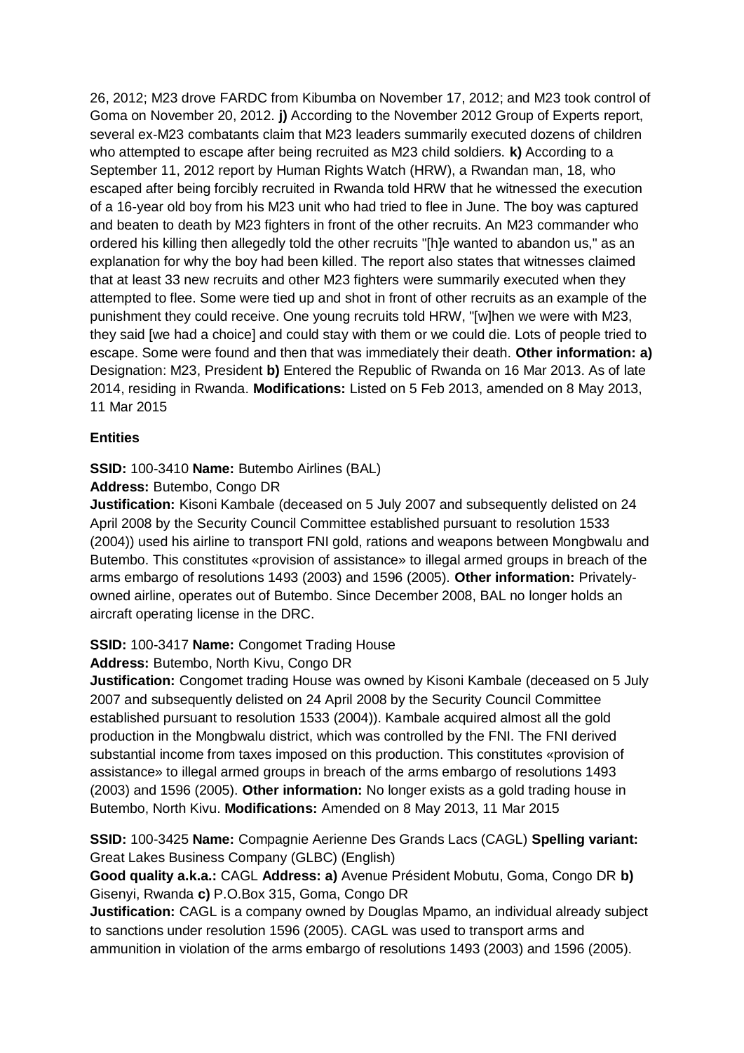26, 2012; M23 drove FARDC from Kibumba on November 17, 2012; and M23 took control of Goma on November 20, 2012. **j)** According to the November 2012 Group of Experts report, several ex-M23 combatants claim that M23 leaders summarily executed dozens of children who attempted to escape after being recruited as M23 child soldiers. **k)** According to a September 11, 2012 report by Human Rights Watch (HRW), a Rwandan man, 18, who escaped after being forcibly recruited in Rwanda told HRW that he witnessed the execution of a 16-year old boy from his M23 unit who had tried to flee in June. The boy was captured and beaten to death by M23 fighters in front of the other recruits. An M23 commander who ordered his killing then allegedly told the other recruits "[h]e wanted to abandon us," as an explanation for why the boy had been killed. The report also states that witnesses claimed that at least 33 new recruits and other M23 fighters were summarily executed when they attempted to flee. Some were tied up and shot in front of other recruits as an example of the punishment they could receive. One young recruits told HRW, "[w]hen we were with M23, they said [we had a choice] and could stay with them or we could die. Lots of people tried to escape. Some were found and then that was immediately their death. **Other information: a)** Designation: M23, President **b)** Entered the Republic of Rwanda on 16 Mar 2013. As of late 2014, residing in Rwanda. **Modifications:** Listed on 5 Feb 2013, amended on 8 May 2013, 11 Mar 2015

**Entities**

**SSID:** 100-3410 **Name:** Butembo Airlines (BAL)
**Address:** Butembo, Congo DR
**Justification:** Kisoni Kambale (deceased on 5 July 2007 and subsequently delisted on 24 April 2008 by the Security Council Committee established pursuant to resolution 1533 (2004)) used his airline to transport FNI gold, rations and weapons between Mongbwalu and Butembo. This constitutes «provision of assistance» to illegal armed groups in breach of the arms embargo of resolutions 1493 (2003) and 1596 (2005). **Other information:** Privately-owned airline, operates out of Butembo. Since December 2008, BAL no longer holds an aircraft operating license in the DRC.

**SSID:** 100-3417 **Name:** Congomet Trading House
**Address:** Butembo, North Kivu, Congo DR
**Justification:** Congomet trading House was owned by Kisoni Kambale (deceased on 5 July 2007 and subsequently delisted on 24 April 2008 by the Security Council Committee established pursuant to resolution 1533 (2004)). Kambale acquired almost all the gold production in the Mongbwalu district, which was controlled by the FNI. The FNI derived substantial income from taxes imposed on this production. This constitutes «provision of assistance» to illegal armed groups in breach of the arms embargo of resolutions 1493 (2003) and 1596 (2005). **Other information:** No longer exists as a gold trading house in Butembo, North Kivu. **Modifications:** Amended on 8 May 2013, 11 Mar 2015

**SSID:** 100-3425 **Name:** Compagnie Aerienne Des Grands Lacs (CAGL) **Spelling variant:** Great Lakes Business Company (GLBC) (English)
**Good quality a.k.a.:** CAGL **Address: a)** Avenue Président Mobutu, Goma, Congo DR **b)** Gisenyi, Rwanda **c)** P.O.Box 315, Goma, Congo DR
**Justification:** CAGL is a company owned by Douglas Mpamo, an individual already subject to sanctions under resolution 1596 (2005). CAGL was used to transport arms and ammunition in violation of the arms embargo of resolutions 1493 (2003) and 1596 (2005).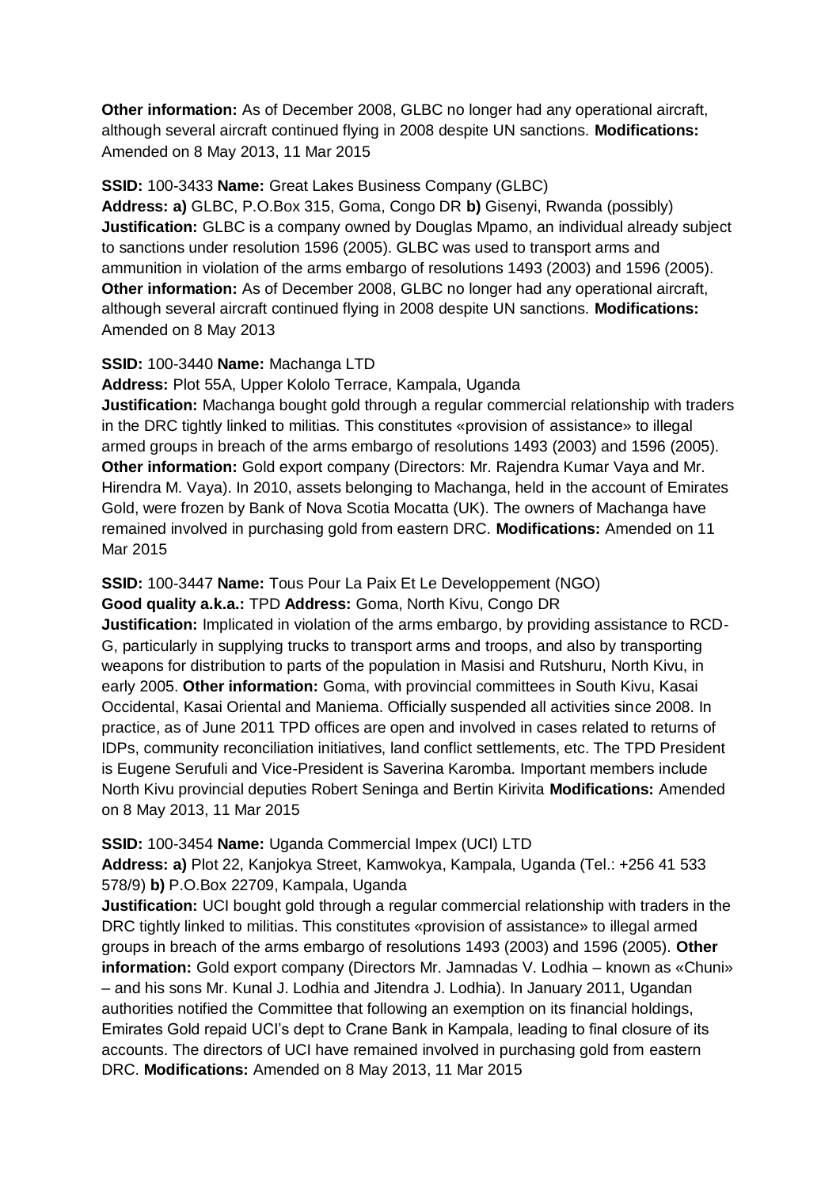**Other information:** As of December 2008, GLBC no longer had any operational aircraft, although several aircraft continued flying in 2008 despite UN sanctions. **Modifications:** Amended on 8 May 2013, 11 Mar 2015

**SSID:** 100-3433 **Name:** Great Lakes Business Company (GLBC)
**Address: a)** GLBC, P.O.Box 315, Goma, Congo DR **b)** Gisenyi, Rwanda (possibly)
**Justification:** GLBC is a company owned by Douglas Mpamo, an individual already subject to sanctions under resolution 1596 (2005). GLBC was used to transport arms and ammunition in violation of the arms embargo of resolutions 1493 (2003) and 1596 (2005). **Other information:** As of December 2008, GLBC no longer had any operational aircraft, although several aircraft continued flying in 2008 despite UN sanctions. **Modifications:** Amended on 8 May 2013

**SSID:** 100-3440 **Name:** Machanga LTD
**Address:** Plot 55A, Upper Kololo Terrace, Kampala, Uganda
**Justification:** Machanga bought gold through a regular commercial relationship with traders in the DRC tightly linked to militias. This constitutes «provision of assistance» to illegal armed groups in breach of the arms embargo of resolutions 1493 (2003) and 1596 (2005). **Other information:** Gold export company (Directors: Mr. Rajendra Kumar Vaya and Mr. Hirendra M. Vaya). In 2010, assets belonging to Machanga, held in the account of Emirates Gold, were frozen by Bank of Nova Scotia Mocatta (UK). The owners of Machanga have remained involved in purchasing gold from eastern DRC. **Modifications:** Amended on 11 Mar 2015

**SSID:** 100-3447 **Name:** Tous Pour La Paix Et Le Developpement (NGO)
**Good quality a.k.a.:** TPD **Address:** Goma, North Kivu, Congo DR
**Justification:** Implicated in violation of the arms embargo, by providing assistance to RCD-G, particularly in supplying trucks to transport arms and troops, and also by transporting weapons for distribution to parts of the population in Masisi and Rutshuru, North Kivu, in early 2005. **Other information:** Goma, with provincial committees in South Kivu, Kasai Occidental, Kasai Oriental and Maniema. Officially suspended all activities since 2008. In practice, as of June 2011 TPD offices are open and involved in cases related to returns of IDPs, community reconciliation initiatives, land conflict settlements, etc. The TPD President is Eugene Serufuli and Vice-President is Saverina Karomba. Important members include North Kivu provincial deputies Robert Seninga and Bertin Kirivita **Modifications:** Amended on 8 May 2013, 11 Mar 2015

**SSID:** 100-3454 **Name:** Uganda Commercial Impex (UCI) LTD
**Address: a)** Plot 22, Kanjokya Street, Kamwokya, Kampala, Uganda (Tel.: +256 41 533 578/9) **b)** P.O.Box 22709, Kampala, Uganda
**Justification:** UCI bought gold through a regular commercial relationship with traders in the DRC tightly linked to militias. This constitutes «provision of assistance» to illegal armed groups in breach of the arms embargo of resolutions 1493 (2003) and 1596 (2005). **Other information:** Gold export company (Directors Mr. Jamnadas V. Lodhia – known as «Chuni» – and his sons Mr. Kunal J. Lodhia and Jitendra J. Lodhia). In January 2011, Ugandan authorities notified the Committee that following an exemption on its financial holdings, Emirates Gold repaid UCI's dept to Crane Bank in Kampala, leading to final closure of its accounts. The directors of UCI have remained involved in purchasing gold from eastern DRC. **Modifications:** Amended on 8 May 2013, 11 Mar 2015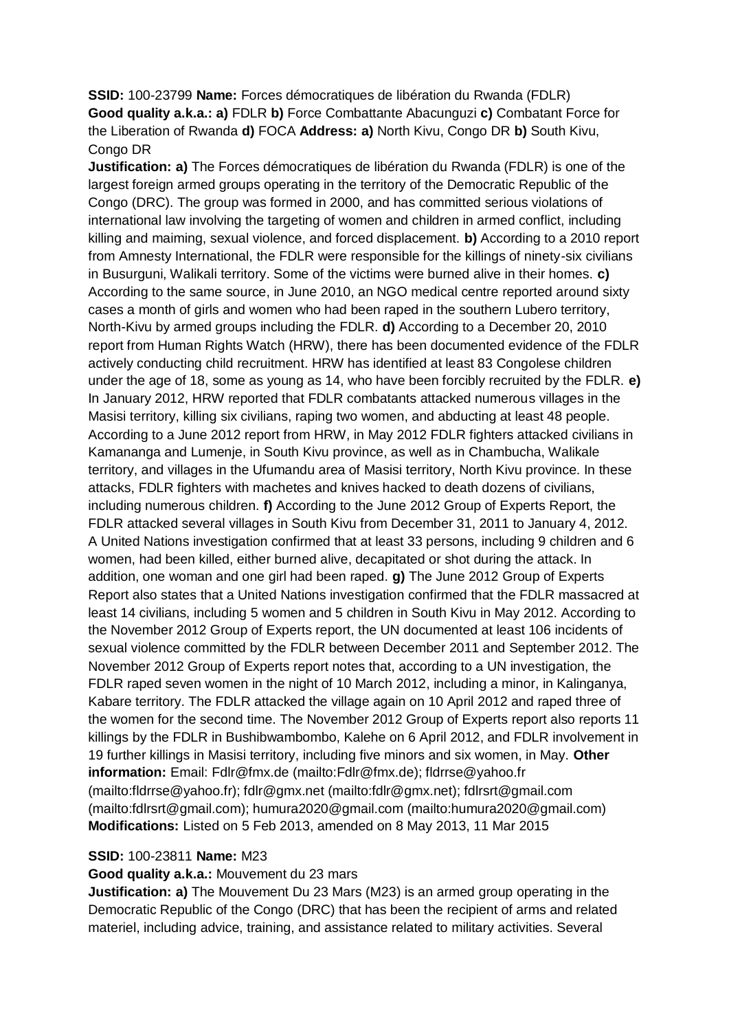**SSID:** 100-23799 **Name:** Forces démocratiques de libération du Rwanda (FDLR) **Good quality a.k.a.: a)** FDLR **b)** Force Combattante Abacunguzi **c)** Combatant Force for the Liberation of Rwanda **d)** FOCA **Address: a)** North Kivu, Congo DR **b)** South Kivu, Congo DR

**Justification: a)** The Forces démocratiques de libération du Rwanda (FDLR) is one of the largest foreign armed groups operating in the territory of the Democratic Republic of the Congo (DRC). The group was formed in 2000, and has committed serious violations of international law involving the targeting of women and children in armed conflict, including killing and maiming, sexual violence, and forced displacement. **b)** According to a 2010 report from Amnesty International, the FDLR were responsible for the killings of ninety-six civilians in Busurguni, Walikali territory. Some of the victims were burned alive in their homes. **c)** According to the same source, in June 2010, an NGO medical centre reported around sixty cases a month of girls and women who had been raped in the southern Lubero territory, North-Kivu by armed groups including the FDLR. **d)** According to a December 20, 2010 report from Human Rights Watch (HRW), there has been documented evidence of the FDLR actively conducting child recruitment. HRW has identified at least 83 Congolese children under the age of 18, some as young as 14, who have been forcibly recruited by the FDLR. **e)** In January 2012, HRW reported that FDLR combatants attacked numerous villages in the Masisi territory, killing six civilians, raping two women, and abducting at least 48 people. According to a June 2012 report from HRW, in May 2012 FDLR fighters attacked civilians in Kamananga and Lumenje, in South Kivu province, as well as in Chambucha, Walikale territory, and villages in the Ufumandu area of Masisi territory, North Kivu province. In these attacks, FDLR fighters with machetes and knives hacked to death dozens of civilians, including numerous children. **f)** According to the June 2012 Group of Experts Report, the FDLR attacked several villages in South Kivu from December 31, 2011 to January 4, 2012. A United Nations investigation confirmed that at least 33 persons, including 9 children and 6 women, had been killed, either burned alive, decapitated or shot during the attack. In addition, one woman and one girl had been raped. **g)** The June 2012 Group of Experts Report also states that a United Nations investigation confirmed that the FDLR massacred at least 14 civilians, including 5 women and 5 children in South Kivu in May 2012. According to the November 2012 Group of Experts report, the UN documented at least 106 incidents of sexual violence committed by the FDLR between December 2011 and September 2012. The November 2012 Group of Experts report notes that, according to a UN investigation, the FDLR raped seven women in the night of 10 March 2012, including a minor, in Kalinganya, Kabare territory. The FDLR attacked the village again on 10 April 2012 and raped three of the women for the second time. The November 2012 Group of Experts report also reports 11 killings by the FDLR in Bushibwambombo, Kalehe on 6 April 2012, and FDLR involvement in 19 further killings in Masisi territory, including five minors and six women, in May. **Other information:** Email: Fdlr@fmx.de (mailto:Fdlr@fmx.de); fldrrse@yahoo.fr (mailto:fldrrse@yahoo.fr); fdlr@gmx.net (mailto:fdlr@gmx.net); fdlrsrt@gmail.com (mailto:fdlrsrt@gmail.com); humura2020@gmail.com (mailto:humura2020@gmail.com) **Modifications:** Listed on 5 Feb 2013, amended on 8 May 2013, 11 Mar 2015

**SSID:** 100-23811 **Name:** M23

**Good quality a.k.a.:** Mouvement du 23 mars

**Justification: a)** The Mouvement Du 23 Mars (M23) is an armed group operating in the Democratic Republic of the Congo (DRC) that has been the recipient of arms and related materiel, including advice, training, and assistance related to military activities. Several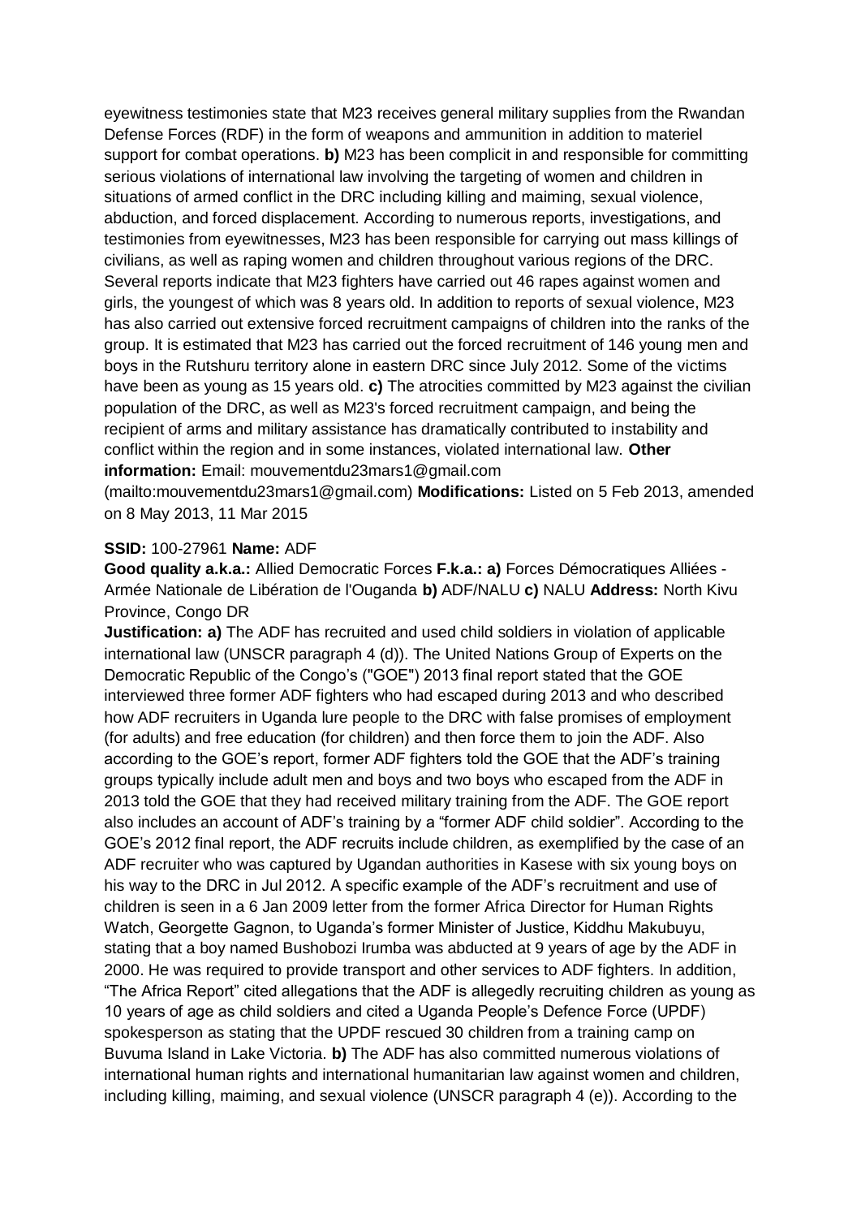eyewitness testimonies state that M23 receives general military supplies from the Rwandan Defense Forces (RDF) in the form of weapons and ammunition in addition to materiel support for combat operations. **b)** M23 has been complicit in and responsible for committing serious violations of international law involving the targeting of women and children in situations of armed conflict in the DRC including killing and maiming, sexual violence, abduction, and forced displacement. According to numerous reports, investigations, and testimonies from eyewitnesses, M23 has been responsible for carrying out mass killings of civilians, as well as raping women and children throughout various regions of the DRC. Several reports indicate that M23 fighters have carried out 46 rapes against women and girls, the youngest of which was 8 years old. In addition to reports of sexual violence, M23 has also carried out extensive forced recruitment campaigns of children into the ranks of the group. It is estimated that M23 has carried out the forced recruitment of 146 young men and boys in the Rutshuru territory alone in eastern DRC since July 2012. Some of the victims have been as young as 15 years old. **c)** The atrocities committed by M23 against the civilian population of the DRC, as well as M23's forced recruitment campaign, and being the recipient of arms and military assistance has dramatically contributed to instability and conflict within the region and in some instances, violated international law. **Other information:** Email: mouvementdu23mars1@gmail.com (mailto:mouvementdu23mars1@gmail.com) **Modifications:** Listed on 5 Feb 2013, amended on 8 May 2013, 11 Mar 2015

**SSID:** 100-27961 **Name:** ADF

**Good quality a.k.a.:** Allied Democratic Forces **F.k.a.: a)** Forces Démocratiques Alliées - Armée Nationale de Libération de l'Ouganda **b)** ADF/NALU **c)** NALU **Address:** North Kivu Province, Congo DR

**Justification: a)** The ADF has recruited and used child soldiers in violation of applicable international law (UNSCR paragraph 4 (d)). The United Nations Group of Experts on the Democratic Republic of the Congo's ("GOE") 2013 final report stated that the GOE interviewed three former ADF fighters who had escaped during 2013 and who described how ADF recruiters in Uganda lure people to the DRC with false promises of employment (for adults) and free education (for children) and then force them to join the ADF. Also according to the GOE's report, former ADF fighters told the GOE that the ADF's training groups typically include adult men and boys and two boys who escaped from the ADF in 2013 told the GOE that they had received military training from the ADF. The GOE report also includes an account of ADF's training by a "former ADF child soldier". According to the GOE's 2012 final report, the ADF recruits include children, as exemplified by the case of an ADF recruiter who was captured by Ugandan authorities in Kasese with six young boys on his way to the DRC in Jul 2012. A specific example of the ADF's recruitment and use of children is seen in a 6 Jan 2009 letter from the former Africa Director for Human Rights Watch, Georgette Gagnon, to Uganda's former Minister of Justice, Kiddhu Makubuyu, stating that a boy named Bushobozi Irumba was abducted at 9 years of age by the ADF in 2000. He was required to provide transport and other services to ADF fighters. In addition, "The Africa Report" cited allegations that the ADF is allegedly recruiting children as young as 10 years of age as child soldiers and cited a Uganda People's Defence Force (UPDF) spokesperson as stating that the UPDF rescued 30 children from a training camp on Buvuma Island in Lake Victoria. **b)** The ADF has also committed numerous violations of international human rights and international humanitarian law against women and children, including killing, maiming, and sexual violence (UNSCR paragraph 4 (e)). According to the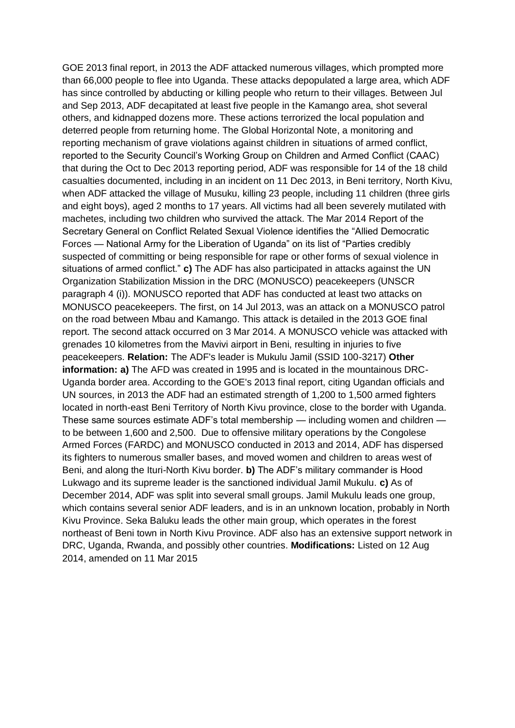GOE 2013 final report, in 2013 the ADF attacked numerous villages, which prompted more than 66,000 people to flee into Uganda. These attacks depopulated a large area, which ADF has since controlled by abducting or killing people who return to their villages. Between Jul and Sep 2013, ADF decapitated at least five people in the Kamango area, shot several others, and kidnapped dozens more. These actions terrorized the local population and deterred people from returning home. The Global Horizontal Note, a monitoring and reporting mechanism of grave violations against children in situations of armed conflict, reported to the Security Council's Working Group on Children and Armed Conflict (CAAC) that during the Oct to Dec 2013 reporting period, ADF was responsible for 14 of the 18 child casualties documented, including in an incident on 11 Dec 2013, in Beni territory, North Kivu, when ADF attacked the village of Musuku, killing 23 people, including 11 children (three girls and eight boys), aged 2 months to 17 years. All victims had all been severely mutilated with machetes, including two children who survived the attack. The Mar 2014 Report of the Secretary General on Conflict Related Sexual Violence identifies the "Allied Democratic Forces — National Army for the Liberation of Uganda" on its list of "Parties credibly suspected of committing or being responsible for rape or other forms of sexual violence in situations of armed conflict." **c)** The ADF has also participated in attacks against the UN Organization Stabilization Mission in the DRC (MONUSCO) peacekeepers (UNSCR paragraph 4 (i)). MONUSCO reported that ADF has conducted at least two attacks on MONUSCO peacekeepers. The first, on 14 Jul 2013, was an attack on a MONUSCO patrol on the road between Mbau and Kamango. This attack is detailed in the 2013 GOE final report. The second attack occurred on 3 Mar 2014. A MONUSCO vehicle was attacked with grenades 10 kilometres from the Mavivi airport in Beni, resulting in injuries to five peacekeepers. **Relation:** The ADF's leader is Mukulu Jamil (SSID 100-3217) **Other information: a)** The AFD was created in 1995 and is located in the mountainous DRC-Uganda border area. According to the GOE's 2013 final report, citing Ugandan officials and UN sources, in 2013 the ADF had an estimated strength of 1,200 to 1,500 armed fighters located in north-east Beni Territory of North Kivu province, close to the border with Uganda. These same sources estimate ADF's total membership — including women and children — to be between 1,600 and 2,500. Due to offensive military operations by the Congolese Armed Forces (FARDC) and MONUSCO conducted in 2013 and 2014, ADF has dispersed its fighters to numerous smaller bases, and moved women and children to areas west of Beni, and along the Ituri-North Kivu border. **b)** The ADF's military commander is Hood Lukwago and its supreme leader is the sanctioned individual Jamil Mukulu. **c)** As of December 2014, ADF was split into several small groups. Jamil Mukulu leads one group, which contains several senior ADF leaders, and is in an unknown location, probably in North Kivu Province. Seka Baluku leads the other main group, which operates in the forest northeast of Beni town in North Kivu Province. ADF also has an extensive support network in DRC, Uganda, Rwanda, and possibly other countries. **Modifications:** Listed on 12 Aug 2014, amended on 11 Mar 2015